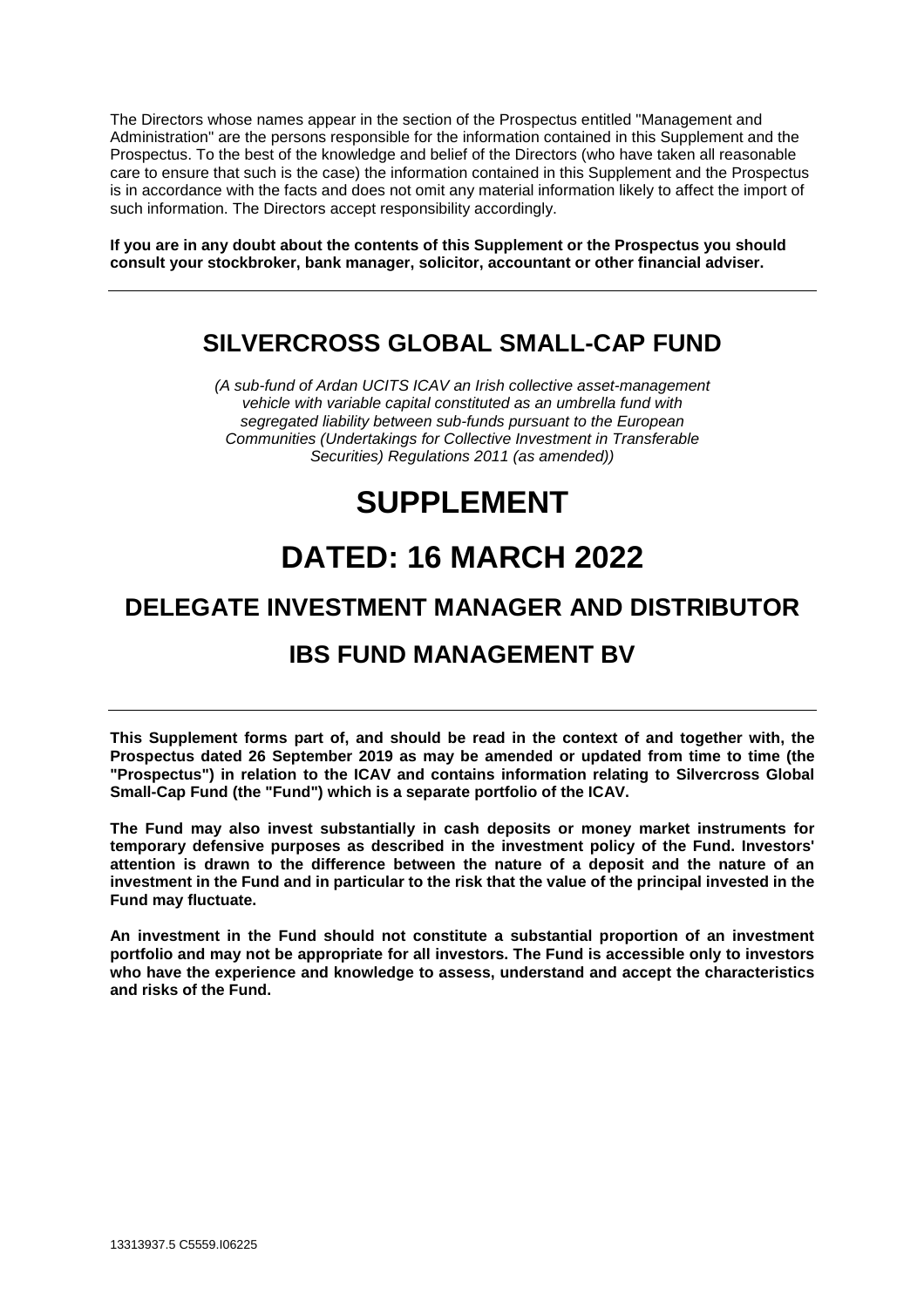The Directors whose names appear in the section of the Prospectus entitled "Management and Administration" are the persons responsible for the information contained in this Supplement and the Prospectus. To the best of the knowledge and belief of the Directors (who have taken all reasonable care to ensure that such is the case) the information contained in this Supplement and the Prospectus is in accordance with the facts and does not omit any material information likely to affect the import of such information. The Directors accept responsibility accordingly.

**If you are in any doubt about the contents of this Supplement or the Prospectus you should consult your stockbroker, bank manager, solicitor, accountant or other financial adviser.**

---

## SILVERCROSS GLOBAL SMALL-CAP FUND

*(A sub-fund of Ardan UCITS ICAV an Irish collective asset-management vehicle with variable capital constituted as an umbrella fund with segregated liability between sub-funds pursuant to the European Communities (Undertakings for Collective Investment in Transferable Securities) Regulations 2011 (as amended))*

# SUPPLEMENT

# DATED: 16 MARCH 2022

## DELEGATE INVESTMENT MANAGER AND DISTRIBUTOR

## IBS FUND MANAGEMENT BV

---

**This Supplement forms part of, and should be read in the context of and together with, the Prospectus dated 26 September 2019 as may be amended or updated from time to time (the "Prospectus") in relation to the ICAV and contains information relating to Silvercross Global Small-Cap Fund (the "Fund") which is a separate portfolio of the ICAV.**

**The Fund may also invest substantially in cash deposits or money market instruments for temporary defensive purposes as described in the investment policy of the Fund. Investors' attention is drawn to the difference between the nature of a deposit and the nature of an investment in the Fund and in particular to the risk that the value of the principal invested in the Fund may fluctuate.**

**An investment in the Fund should not constitute a substantial proportion of an investment portfolio and may not be appropriate for all investors. The Fund is accessible only to investors who have the experience and knowledge to assess, understand and accept the characteristics and risks of the Fund.**

13313937.5 C5559.I06225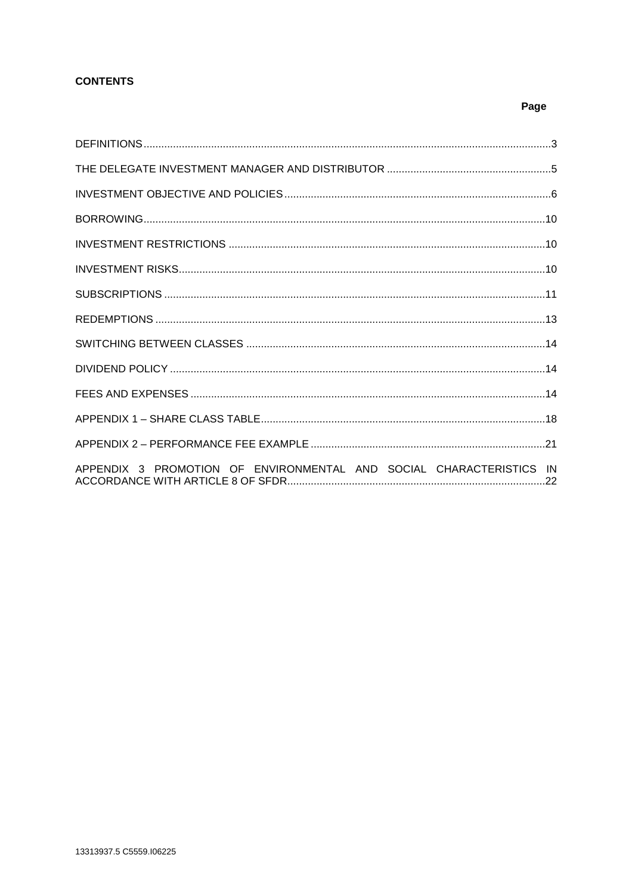**CONTENTS**

| | Page |
|---|---|
| DEFINITIONS | 3 |
| THE DELEGATE INVESTMENT MANAGER AND DISTRIBUTOR | 5 |
| INVESTMENT OBJECTIVE AND POLICIES | 6 |
| BORROWING | 10 |
| INVESTMENT RESTRICTIONS | 10 |
| INVESTMENT RISKS | 10 |
| SUBSCRIPTIONS | 11 |
| REDEMPTIONS | 13 |
| SWITCHING BETWEEN CLASSES | 14 |
| DIVIDEND POLICY | 14 |
| FEES AND EXPENSES | 14 |
| APPENDIX 1 – SHARE CLASS TABLE | 18 |
| APPENDIX 2 – PERFORMANCE FEE EXAMPLE | 21 |
| APPENDIX 3 PROMOTION OF ENVIRONMENTAL AND SOCIAL CHARACTERISTICS IN ACCORDANCE WITH ARTICLE 8 OF SFDR | 22 |

13313937.5 C5559.I06225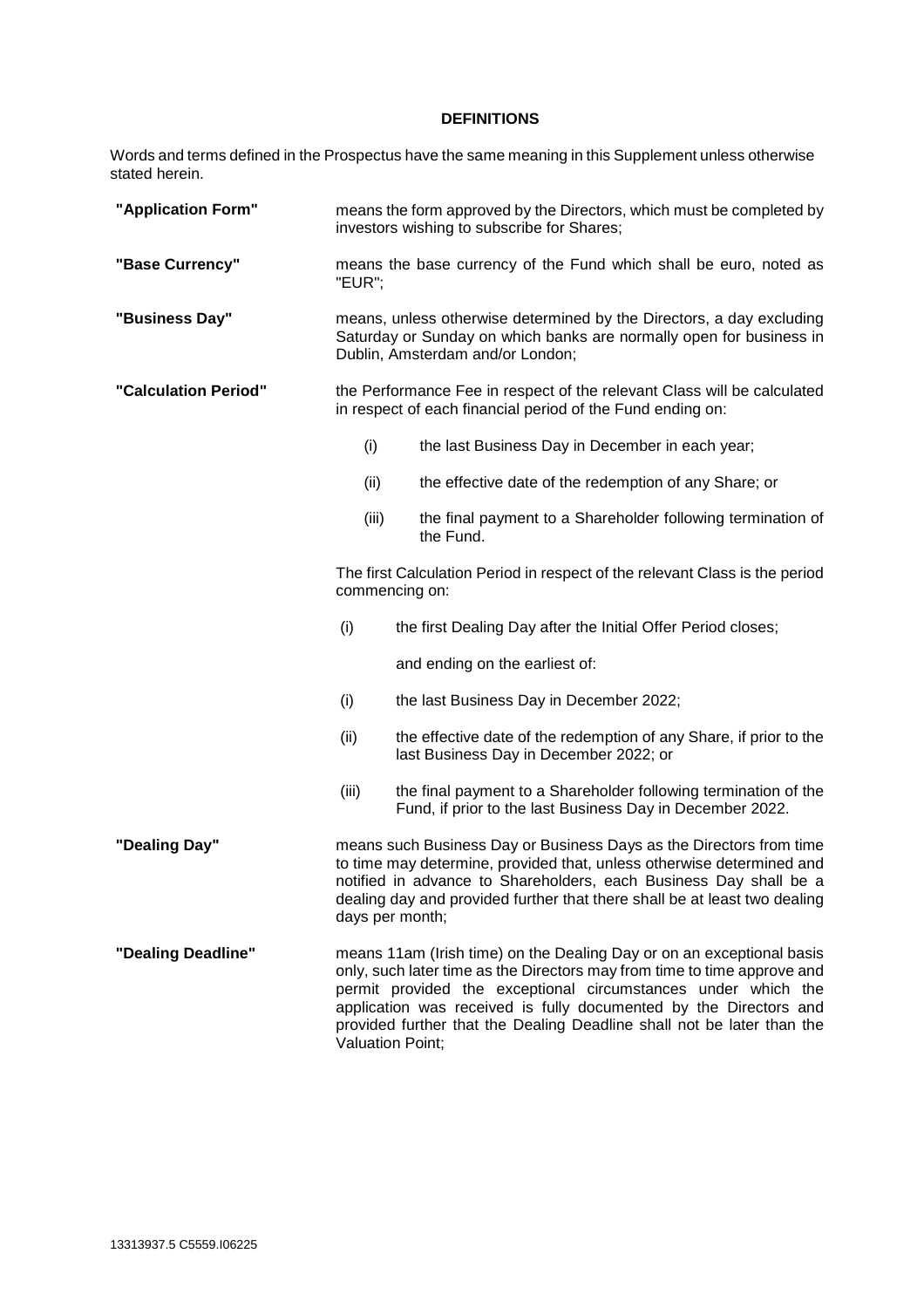## DEFINITIONS

Words and terms defined in the Prospectus have the same meaning in this Supplement unless otherwise stated herein.

**"Application Form"** means the form approved by the Directors, which must be completed by investors wishing to subscribe for Shares;

**"Base Currency"** means the base currency of the Fund which shall be euro, noted as "EUR";

**"Business Day"** means, unless otherwise determined by the Directors, a day excluding Saturday or Sunday on which banks are normally open for business in Dublin, Amsterdam and/or London;

**"Calculation Period"** the Performance Fee in respect of the relevant Class will be calculated in respect of each financial period of the Fund ending on:

- (i) the last Business Day in December in each year;
- (ii) the effective date of the redemption of any Share; or
- (iii) the final payment to a Shareholder following termination of the Fund.

The first Calculation Period in respect of the relevant Class is the period commencing on:

- (i) the first Dealing Day after the Initial Offer Period closes;

and ending on the earliest of:

- (i) the last Business Day in December 2022;
- (ii) the effective date of the redemption of any Share, if prior to the last Business Day in December 2022; or
- (iii) the final payment to a Shareholder following termination of the Fund, if prior to the last Business Day in December 2022.

**"Dealing Day"** means such Business Day or Business Days as the Directors from time to time may determine, provided that, unless otherwise determined and notified in advance to Shareholders, each Business Day shall be a dealing day and provided further that there shall be at least two dealing days per month;

**"Dealing Deadline"** means 11am (Irish time) on the Dealing Day or on an exceptional basis only, such later time as the Directors may from time to time approve and permit provided the exceptional circumstances under which the application was received is fully documented by the Directors and provided further that the Dealing Deadline shall not be later than the Valuation Point;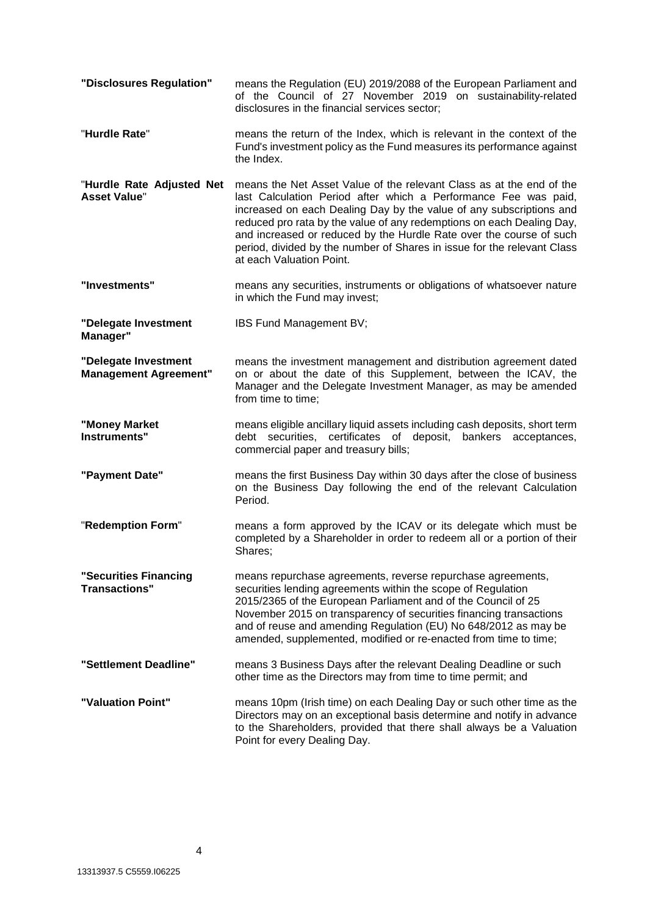**"Disclosures Regulation"** means the Regulation (EU) 2019/2088 of the European Parliament and of the Council of 27 November 2019 on sustainability-related disclosures in the financial services sector;

"**Hurdle Rate**" means the return of the Index, which is relevant in the context of the Fund's investment policy as the Fund measures its performance against the Index.

"**Hurdle Rate Adjusted Net Asset Value**" means the Net Asset Value of the relevant Class as at the end of the last Calculation Period after which a Performance Fee was paid, increased on each Dealing Day by the value of any subscriptions and reduced pro rata by the value of any redemptions on each Dealing Day, and increased or reduced by the Hurdle Rate over the course of such period, divided by the number of Shares in issue for the relevant Class at each Valuation Point.

**"Investments"** means any securities, instruments or obligations of whatsoever nature in which the Fund may invest;

**"Delegate Investment Manager"** IBS Fund Management BV;

**"Delegate Investment Management Agreement"** means the investment management and distribution agreement dated on or about the date of this Supplement, between the ICAV, the Manager and the Delegate Investment Manager, as may be amended from time to time;

**"Money Market Instruments"** means eligible ancillary liquid assets including cash deposits, short term debt securities, certificates of deposit, bankers acceptances, commercial paper and treasury bills;

**"Payment Date"** means the first Business Day within 30 days after the close of business on the Business Day following the end of the relevant Calculation Period.

"**Redemption Form**" means a form approved by the ICAV or its delegate which must be completed by a Shareholder in order to redeem all or a portion of their Shares;

**"Securities Financing Transactions"** means repurchase agreements, reverse repurchase agreements, securities lending agreements within the scope of Regulation 2015/2365 of the European Parliament and of the Council of 25 November 2015 on transparency of securities financing transactions and of reuse and amending Regulation (EU) No 648/2012 as may be amended, supplemented, modified or re-enacted from time to time;

**"Settlement Deadline"** means 3 Business Days after the relevant Dealing Deadline or such other time as the Directors may from time to time permit; and

**"Valuation Point"** means 10pm (Irish time) on each Dealing Day or such other time as the Directors may on an exceptional basis determine and notify in advance to the Shareholders, provided that there shall always be a Valuation Point for every Dealing Day.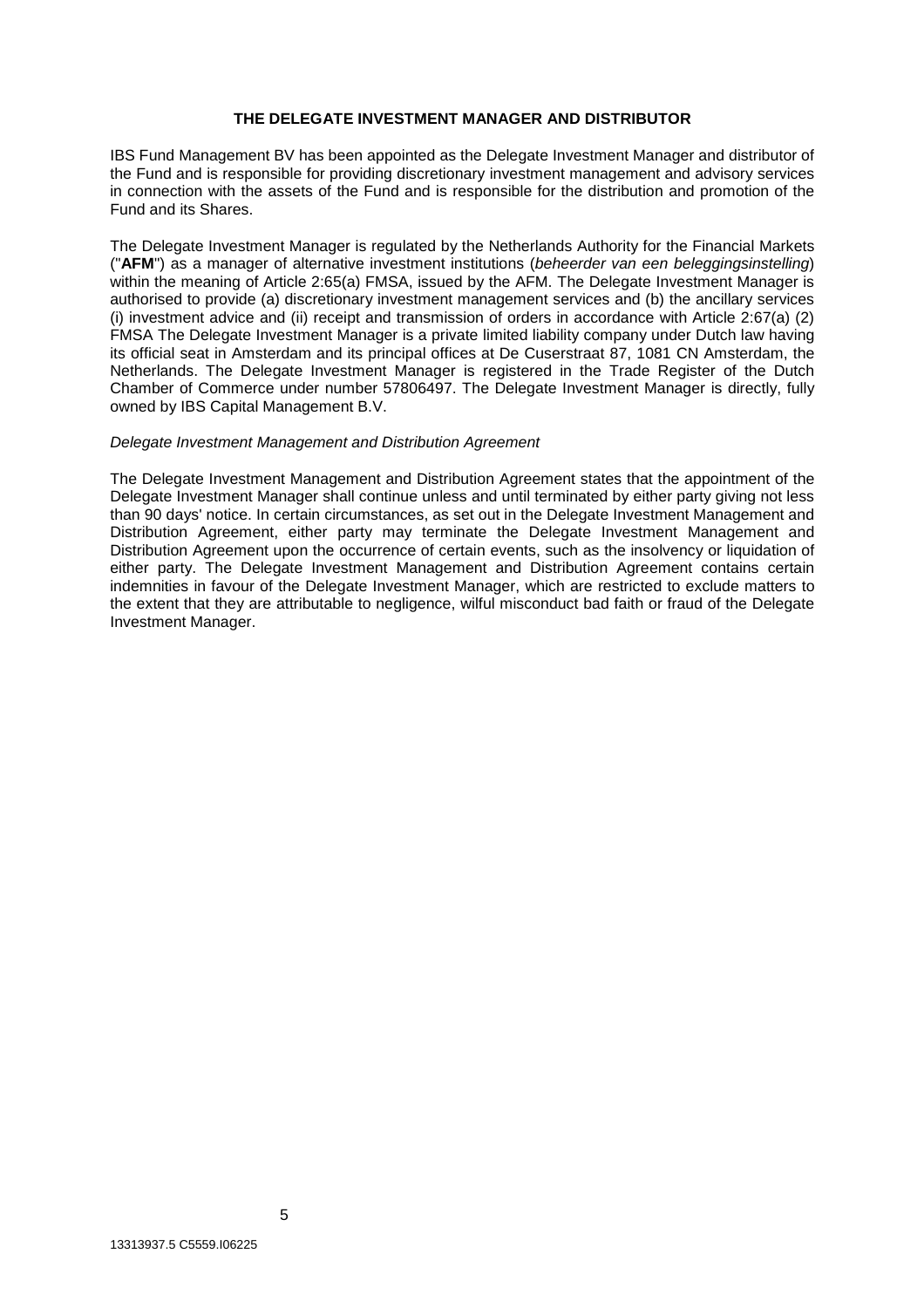## THE DELEGATE INVESTMENT MANAGER AND DISTRIBUTOR

IBS Fund Management BV has been appointed as the Delegate Investment Manager and distributor of the Fund and is responsible for providing discretionary investment management and advisory services in connection with the assets of the Fund and is responsible for the distribution and promotion of the Fund and its Shares.

The Delegate Investment Manager is regulated by the Netherlands Authority for the Financial Markets ("**AFM**") as a manager of alternative investment institutions (*beheerder van een beleggingsinstelling*) within the meaning of Article 2:65(a) FMSA, issued by the AFM. The Delegate Investment Manager is authorised to provide (a) discretionary investment management services and (b) the ancillary services (i) investment advice and (ii) receipt and transmission of orders in accordance with Article 2:67(a) (2) FMSA The Delegate Investment Manager is a private limited liability company under Dutch law having its official seat in Amsterdam and its principal offices at De Cuserstraat 87, 1081 CN Amsterdam, the Netherlands. The Delegate Investment Manager is registered in the Trade Register of the Dutch Chamber of Commerce under number 57806497. The Delegate Investment Manager is directly, fully owned by IBS Capital Management B.V.

*Delegate Investment Management and Distribution Agreement*

The Delegate Investment Management and Distribution Agreement states that the appointment of the Delegate Investment Manager shall continue unless and until terminated by either party giving not less than 90 days' notice. In certain circumstances, as set out in the Delegate Investment Management and Distribution Agreement, either party may terminate the Delegate Investment Management and Distribution Agreement upon the occurrence of certain events, such as the insolvency or liquidation of either party. The Delegate Investment Management and Distribution Agreement contains certain indemnities in favour of the Delegate Investment Manager, which are restricted to exclude matters to the extent that they are attributable to negligence, wilful misconduct bad faith or fraud of the Delegate Investment Manager.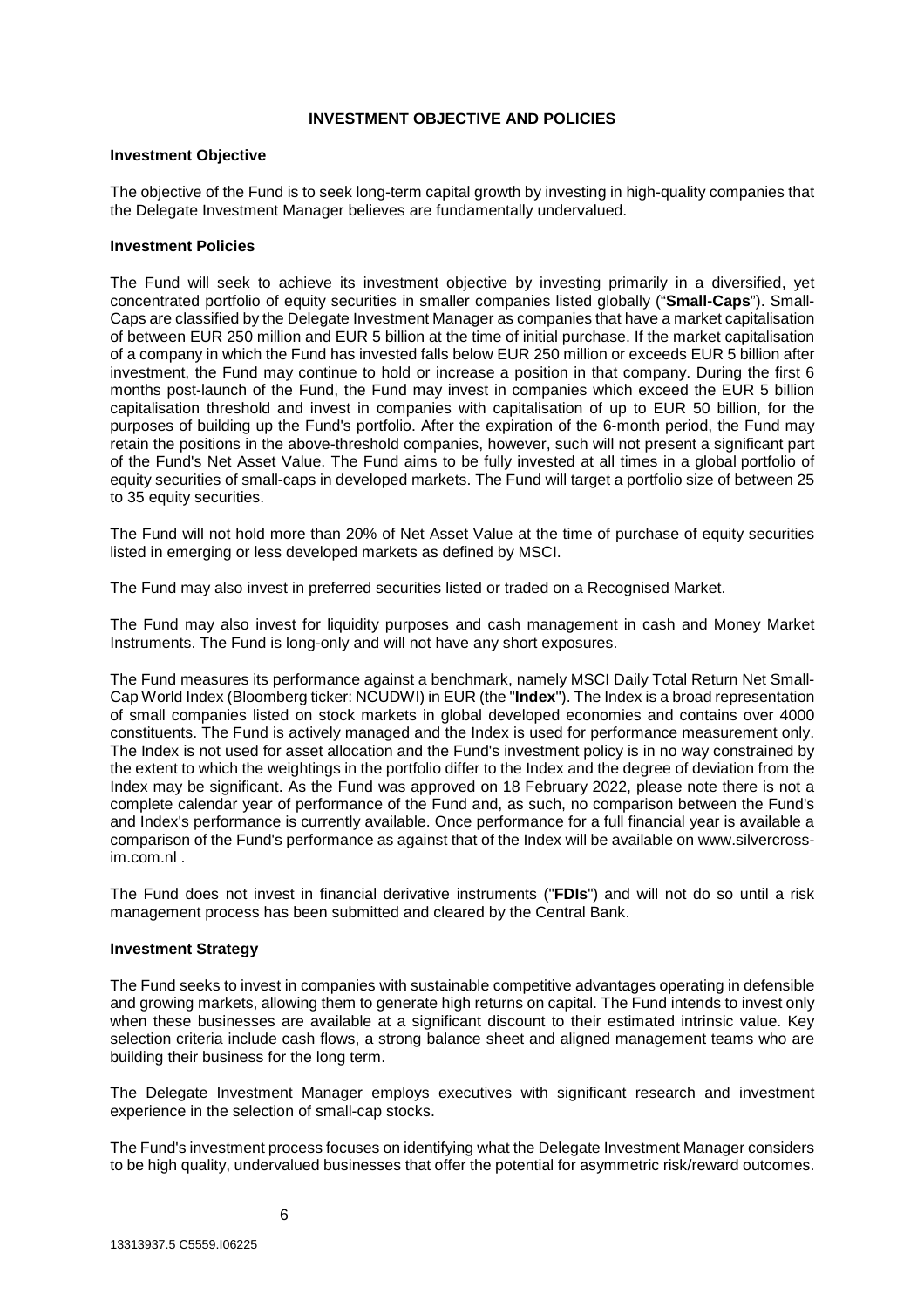# INVESTMENT OBJECTIVE AND POLICIES

## Investment Objective

The objective of the Fund is to seek long-term capital growth by investing in high-quality companies that the Delegate Investment Manager believes are fundamentally undervalued.

## Investment Policies

The Fund will seek to achieve its investment objective by investing primarily in a diversified, yet concentrated portfolio of equity securities in smaller companies listed globally ("**Small-Caps**"). Small-Caps are classified by the Delegate Investment Manager as companies that have a market capitalisation of between EUR 250 million and EUR 5 billion at the time of initial purchase. If the market capitalisation of a company in which the Fund has invested falls below EUR 250 million or exceeds EUR 5 billion after investment, the Fund may continue to hold or increase a position in that company. During the first 6 months post-launch of the Fund, the Fund may invest in companies which exceed the EUR 5 billion capitalisation threshold and invest in companies with capitalisation of up to EUR 50 billion, for the purposes of building up the Fund's portfolio. After the expiration of the 6-month period, the Fund may retain the positions in the above-threshold companies, however, such will not present a significant part of the Fund's Net Asset Value. The Fund aims to be fully invested at all times in a global portfolio of equity securities of small-caps in developed markets. The Fund will target a portfolio size of between 25 to 35 equity securities.

The Fund will not hold more than 20% of Net Asset Value at the time of purchase of equity securities listed in emerging or less developed markets as defined by MSCI.

The Fund may also invest in preferred securities listed or traded on a Recognised Market.

The Fund may also invest for liquidity purposes and cash management in cash and Money Market Instruments. The Fund is long-only and will not have any short exposures.

The Fund measures its performance against a benchmark, namely MSCI Daily Total Return Net Small-Cap World Index (Bloomberg ticker: NCUDWI) in EUR (the "**Index**"). The Index is a broad representation of small companies listed on stock markets in global developed economies and contains over 4000 constituents. The Fund is actively managed and the Index is used for performance measurement only. The Index is not used for asset allocation and the Fund's investment policy is in no way constrained by the extent to which the weightings in the portfolio differ to the Index and the degree of deviation from the Index may be significant. As the Fund was approved on 18 February 2022, please note there is not a complete calendar year of performance of the Fund and, as such, no comparison between the Fund's and Index's performance is currently available. Once performance for a full financial year is available a comparison of the Fund's performance as against that of the Index will be available on www.silvercross-im.com.nl .

The Fund does not invest in financial derivative instruments ("**FDIs**") and will not do so until a risk management process has been submitted and cleared by the Central Bank.

## Investment Strategy

The Fund seeks to invest in companies with sustainable competitive advantages operating in defensible and growing markets, allowing them to generate high returns on capital. The Fund intends to invest only when these businesses are available at a significant discount to their estimated intrinsic value. Key selection criteria include cash flows, a strong balance sheet and aligned management teams who are building their business for the long term.

The Delegate Investment Manager employs executives with significant research and investment experience in the selection of small-cap stocks.

The Fund's investment process focuses on identifying what the Delegate Investment Manager considers to be high quality, undervalued businesses that offer the potential for asymmetric risk/reward outcomes.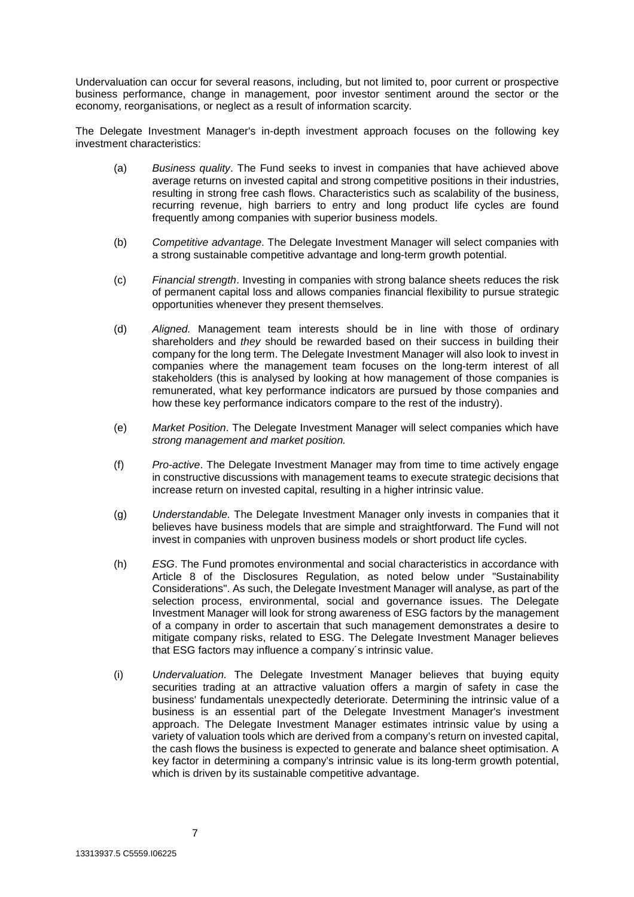Undervaluation can occur for several reasons, including, but not limited to, poor current or prospective business performance, change in management, poor investor sentiment around the sector or the economy, reorganisations, or neglect as a result of information scarcity.

The Delegate Investment Manager's in-depth investment approach focuses on the following key investment characteristics:

(a) *Business quality*. The Fund seeks to invest in companies that have achieved above average returns on invested capital and strong competitive positions in their industries, resulting in strong free cash flows. Characteristics such as scalability of the business, recurring revenue, high barriers to entry and long product life cycles are found frequently among companies with superior business models.

(b) *Competitive advantage*. The Delegate Investment Manager will select companies with a strong sustainable competitive advantage and long-term growth potential.

(c) *Financial strength*. Investing in companies with strong balance sheets reduces the risk of permanent capital loss and allows companies financial flexibility to pursue strategic opportunities whenever they present themselves.

(d) *Aligned.* Management team interests should be in line with those of ordinary shareholders and *they* should be rewarded based on their success in building their company for the long term. The Delegate Investment Manager will also look to invest in companies where the management team focuses on the long-term interest of all stakeholders (this is analysed by looking at how management of those companies is remunerated, what key performance indicators are pursued by those companies and how these key performance indicators compare to the rest of the industry).

(e) *Market Position*. The Delegate Investment Manager will select companies which have *strong management and market position.*

(f) *Pro-active*. The Delegate Investment Manager may from time to time actively engage in constructive discussions with management teams to execute strategic decisions that increase return on invested capital, resulting in a higher intrinsic value.

(g) *Understandable.* The Delegate Investment Manager only invests in companies that it believes have business models that are simple and straightforward. The Fund will not invest in companies with unproven business models or short product life cycles.

(h) *ESG*. The Fund promotes environmental and social characteristics in accordance with Article 8 of the Disclosures Regulation, as noted below under "Sustainability Considerations". As such, the Delegate Investment Manager will analyse, as part of the selection process, environmental, social and governance issues. The Delegate Investment Manager will look for strong awareness of ESG factors by the management of a company in order to ascertain that such management demonstrates a desire to mitigate company risks, related to ESG. The Delegate Investment Manager believes that ESG factors may influence a company´s intrinsic value.

(i) *Undervaluation.* The Delegate Investment Manager believes that buying equity securities trading at an attractive valuation offers a margin of safety in case the business' fundamentals unexpectedly deteriorate. Determining the intrinsic value of a business is an essential part of the Delegate Investment Manager's investment approach. The Delegate Investment Manager estimates intrinsic value by using a variety of valuation tools which are derived from a company's return on invested capital, the cash flows the business is expected to generate and balance sheet optimisation. A key factor in determining a company's intrinsic value is its long-term growth potential, which is driven by its sustainable competitive advantage.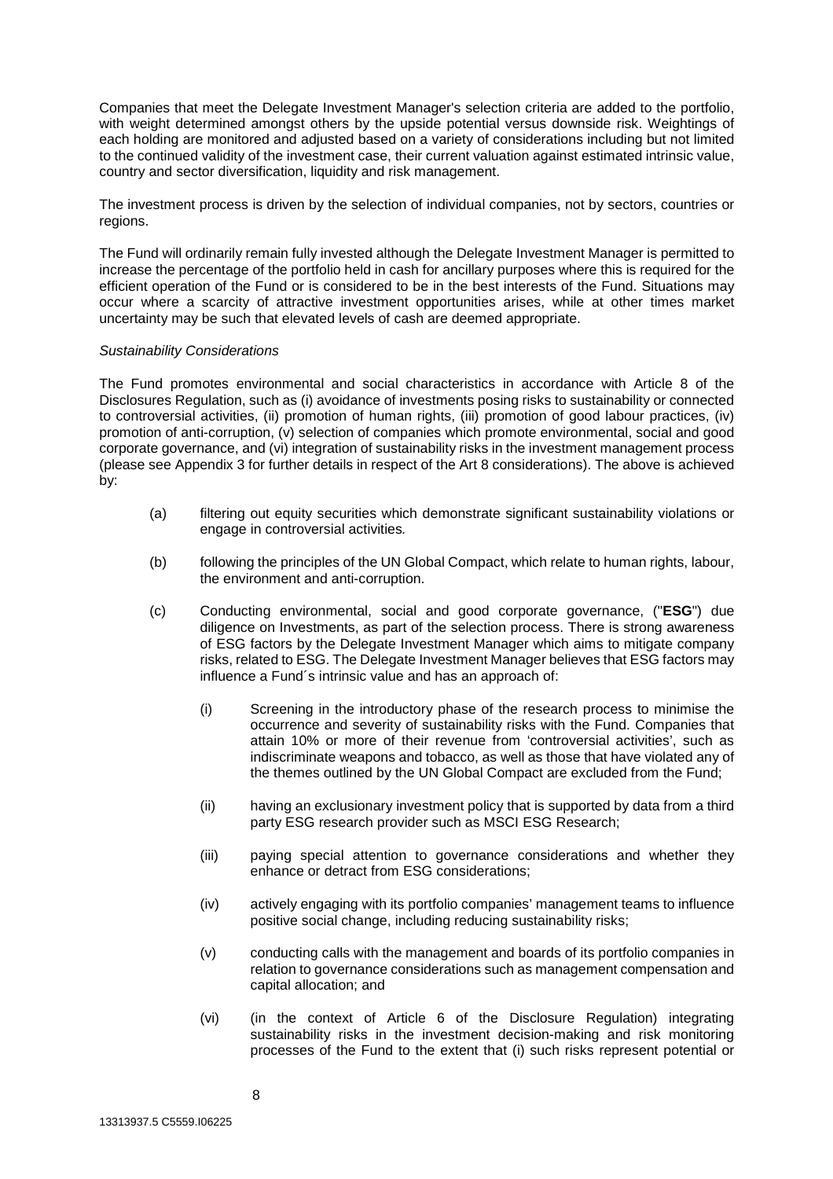Companies that meet the Delegate Investment Manager's selection criteria are added to the portfolio, with weight determined amongst others by the upside potential versus downside risk. Weightings of each holding are monitored and adjusted based on a variety of considerations including but not limited to the continued validity of the investment case, their current valuation against estimated intrinsic value, country and sector diversification, liquidity and risk management.

The investment process is driven by the selection of individual companies, not by sectors, countries or regions.

The Fund will ordinarily remain fully invested although the Delegate Investment Manager is permitted to increase the percentage of the portfolio held in cash for ancillary purposes where this is required for the efficient operation of the Fund or is considered to be in the best interests of the Fund. Situations may occur where a scarcity of attractive investment opportunities arises, while at other times market uncertainty may be such that elevated levels of cash are deemed appropriate.

*Sustainability Considerations*

The Fund promotes environmental and social characteristics in accordance with Article 8 of the Disclosures Regulation, such as (i) avoidance of investments posing risks to sustainability or connected to controversial activities, (ii) promotion of human rights, (iii) promotion of good labour practices, (iv) promotion of anti-corruption, (v) selection of companies which promote environmental, social and good corporate governance, and (vi) integration of sustainability risks in the investment management process (please see Appendix 3 for further details in respect of the Art 8 considerations). The above is achieved by:

(a) filtering out equity securities which demonstrate significant sustainability violations or engage in controversial activities.

(b) following the principles of the UN Global Compact, which relate to human rights, labour, the environment and anti-corruption.

(c) Conducting environmental, social and good corporate governance, ("**ESG**") due diligence on Investments, as part of the selection process. There is strong awareness of ESG factors by the Delegate Investment Manager which aims to mitigate company risks, related to ESG. The Delegate Investment Manager believes that ESG factors may influence a Fund´s intrinsic value and has an approach of:

   (i) Screening in the introductory phase of the research process to minimise the occurrence and severity of sustainability risks with the Fund. Companies that attain 10% or more of their revenue from 'controversial activities', such as indiscriminate weapons and tobacco, as well as those that have violated any of the themes outlined by the UN Global Compact are excluded from the Fund;

   (ii) having an exclusionary investment policy that is supported by data from a third party ESG research provider such as MSCI ESG Research;

   (iii) paying special attention to governance considerations and whether they enhance or detract from ESG considerations;

   (iv) actively engaging with its portfolio companies' management teams to influence positive social change, including reducing sustainability risks;

   (v) conducting calls with the management and boards of its portfolio companies in relation to governance considerations such as management compensation and capital allocation; and

   (vi) (in the context of Article 6 of the Disclosure Regulation) integrating sustainability risks in the investment decision-making and risk monitoring processes of the Fund to the extent that (i) such risks represent potential or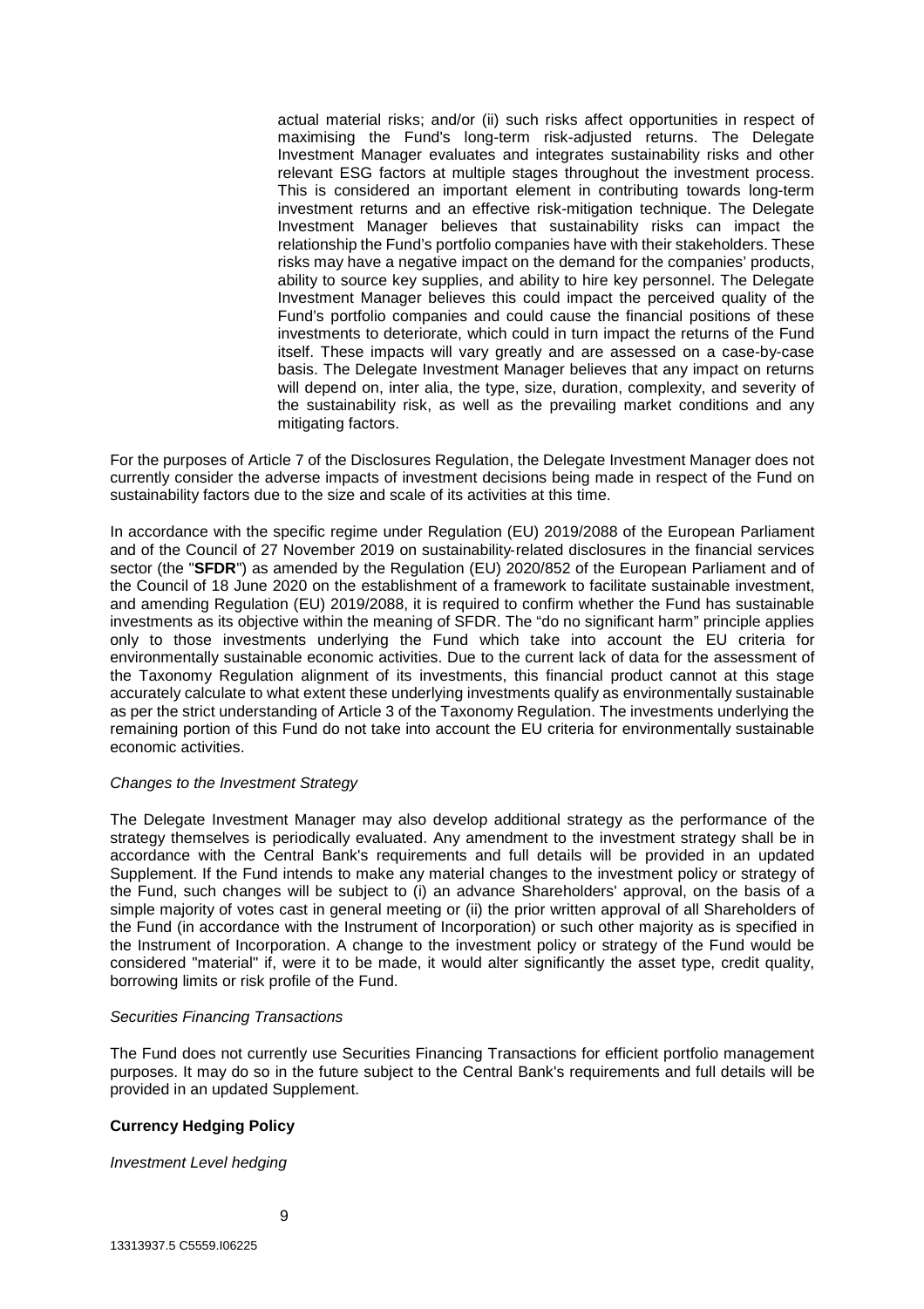actual material risks; and/or (ii) such risks affect opportunities in respect of maximising the Fund's long-term risk-adjusted returns. The Delegate Investment Manager evaluates and integrates sustainability risks and other relevant ESG factors at multiple stages throughout the investment process. This is considered an important element in contributing towards long-term investment returns and an effective risk-mitigation technique. The Delegate Investment Manager believes that sustainability risks can impact the relationship the Fund's portfolio companies have with their stakeholders. These risks may have a negative impact on the demand for the companies' products, ability to source key supplies, and ability to hire key personnel. The Delegate Investment Manager believes this could impact the perceived quality of the Fund's portfolio companies and could cause the financial positions of these investments to deteriorate, which could in turn impact the returns of the Fund itself. These impacts will vary greatly and are assessed on a case-by-case basis. The Delegate Investment Manager believes that any impact on returns will depend on, inter alia, the type, size, duration, complexity, and severity of the sustainability risk, as well as the prevailing market conditions and any mitigating factors.

For the purposes of Article 7 of the Disclosures Regulation, the Delegate Investment Manager does not currently consider the adverse impacts of investment decisions being made in respect of the Fund on sustainability factors due to the size and scale of its activities at this time.

In accordance with the specific regime under Regulation (EU) 2019/2088 of the European Parliament and of the Council of 27 November 2019 on sustainability-related disclosures in the financial services sector (the "**SFDR**") as amended by the Regulation (EU) 2020/852 of the European Parliament and of the Council of 18 June 2020 on the establishment of a framework to facilitate sustainable investment, and amending Regulation (EU) 2019/2088, it is required to confirm whether the Fund has sustainable investments as its objective within the meaning of SFDR. The "do no significant harm" principle applies only to those investments underlying the Fund which take into account the EU criteria for environmentally sustainable economic activities. Due to the current lack of data for the assessment of the Taxonomy Regulation alignment of its investments, this financial product cannot at this stage accurately calculate to what extent these underlying investments qualify as environmentally sustainable as per the strict understanding of Article 3 of the Taxonomy Regulation. The investments underlying the remaining portion of this Fund do not take into account the EU criteria for environmentally sustainable economic activities.

*Changes to the Investment Strategy*

The Delegate Investment Manager may also develop additional strategy as the performance of the strategy themselves is periodically evaluated. Any amendment to the investment strategy shall be in accordance with the Central Bank's requirements and full details will be provided in an updated Supplement. If the Fund intends to make any material changes to the investment policy or strategy of the Fund, such changes will be subject to (i) an advance Shareholders' approval, on the basis of a simple majority of votes cast in general meeting or (ii) the prior written approval of all Shareholders of the Fund (in accordance with the Instrument of Incorporation) or such other majority as is specified in the Instrument of Incorporation. A change to the investment policy or strategy of the Fund would be considered "material" if, were it to be made, it would alter significantly the asset type, credit quality, borrowing limits or risk profile of the Fund.

*Securities Financing Transactions*

The Fund does not currently use Securities Financing Transactions for efficient portfolio management purposes. It may do so in the future subject to the Central Bank's requirements and full details will be provided in an updated Supplement.

**Currency Hedging Policy**

*Investment Level hedging*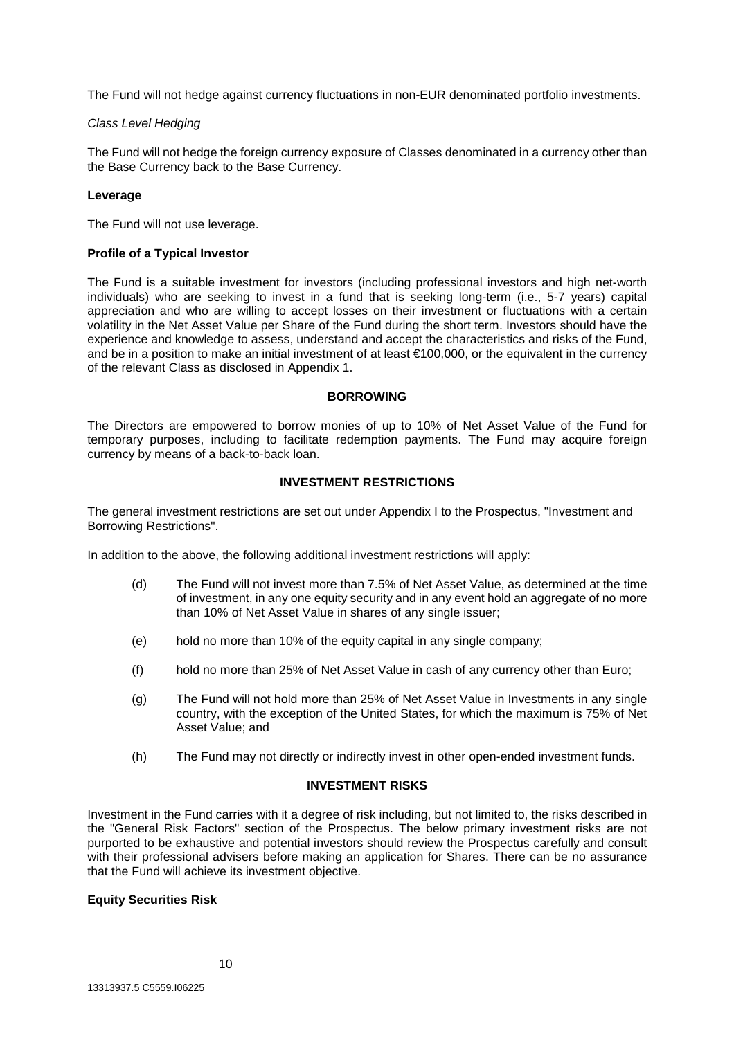The Fund will not hedge against currency fluctuations in non-EUR denominated portfolio investments.

*Class Level Hedging*

The Fund will not hedge the foreign currency exposure of Classes denominated in a currency other than the Base Currency back to the Base Currency.

**Leverage**

The Fund will not use leverage.

**Profile of a Typical Investor**

The Fund is a suitable investment for investors (including professional investors and high net-worth individuals) who are seeking to invest in a fund that is seeking long-term (i.e., 5-7 years) capital appreciation and who are willing to accept losses on their investment or fluctuations with a certain volatility in the Net Asset Value per Share of the Fund during the short term. Investors should have the experience and knowledge to assess, understand and accept the characteristics and risks of the Fund, and be in a position to make an initial investment of at least €100,000, or the equivalent in the currency of the relevant Class as disclosed in Appendix 1.

## BORROWING

The Directors are empowered to borrow monies of up to 10% of Net Asset Value of the Fund for temporary purposes, including to facilitate redemption payments. The Fund may acquire foreign currency by means of a back-to-back loan.

## INVESTMENT RESTRICTIONS

The general investment restrictions are set out under Appendix I to the Prospectus, "Investment and Borrowing Restrictions".

In addition to the above, the following additional investment restrictions will apply:

(d) The Fund will not invest more than 7.5% of Net Asset Value, as determined at the time of investment, in any one equity security and in any event hold an aggregate of no more than 10% of Net Asset Value in shares of any single issuer;

(e) hold no more than 10% of the equity capital in any single company;

(f) hold no more than 25% of Net Asset Value in cash of any currency other than Euro;

(g) The Fund will not hold more than 25% of Net Asset Value in Investments in any single country, with the exception of the United States, for which the maximum is 75% of Net Asset Value; and

(h) The Fund may not directly or indirectly invest in other open-ended investment funds.

## INVESTMENT RISKS

Investment in the Fund carries with it a degree of risk including, but not limited to, the risks described in the "General Risk Factors" section of the Prospectus. The below primary investment risks are not purported to be exhaustive and potential investors should review the Prospectus carefully and consult with their professional advisers before making an application for Shares. There can be no assurance that the Fund will achieve its investment objective.

**Equity Securities Risk**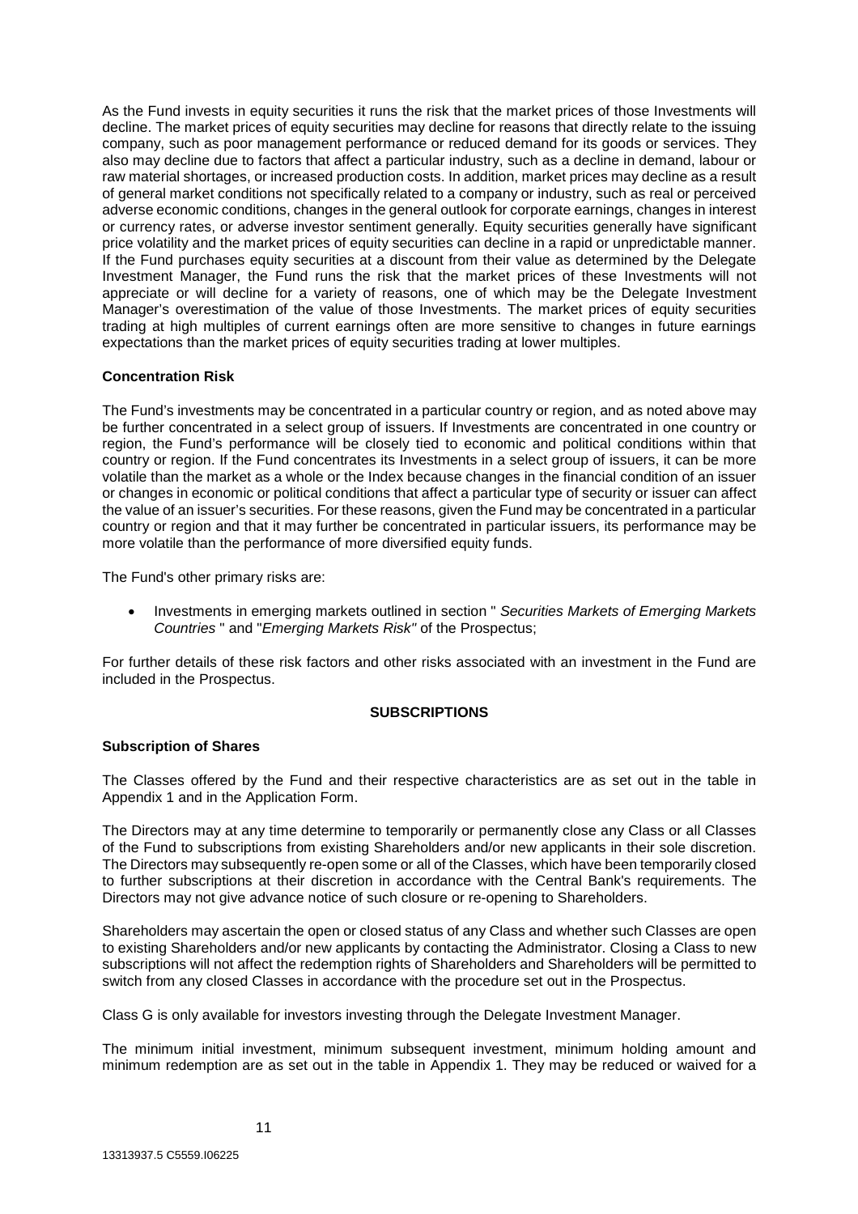As the Fund invests in equity securities it runs the risk that the market prices of those Investments will decline. The market prices of equity securities may decline for reasons that directly relate to the issuing company, such as poor management performance or reduced demand for its goods or services. They also may decline due to factors that affect a particular industry, such as a decline in demand, labour or raw material shortages, or increased production costs. In addition, market prices may decline as a result of general market conditions not specifically related to a company or industry, such as real or perceived adverse economic conditions, changes in the general outlook for corporate earnings, changes in interest or currency rates, or adverse investor sentiment generally. Equity securities generally have significant price volatility and the market prices of equity securities can decline in a rapid or unpredictable manner. If the Fund purchases equity securities at a discount from their value as determined by the Delegate Investment Manager, the Fund runs the risk that the market prices of these Investments will not appreciate or will decline for a variety of reasons, one of which may be the Delegate Investment Manager's overestimation of the value of those Investments. The market prices of equity securities trading at high multiples of current earnings often are more sensitive to changes in future earnings expectations than the market prices of equity securities trading at lower multiples.

**Concentration Risk**

The Fund's investments may be concentrated in a particular country or region, and as noted above may be further concentrated in a select group of issuers. If Investments are concentrated in one country or region, the Fund's performance will be closely tied to economic and political conditions within that country or region. If the Fund concentrates its Investments in a select group of issuers, it can be more volatile than the market as a whole or the Index because changes in the financial condition of an issuer or changes in economic or political conditions that affect a particular type of security or issuer can affect the value of an issuer's securities. For these reasons, given the Fund may be concentrated in a particular country or region and that it may further be concentrated in particular issuers, its performance may be more volatile than the performance of more diversified equity funds.

The Fund's other primary risks are:

- Investments in emerging markets outlined in section " *Securities Markets of Emerging Markets Countries* " and "*Emerging Markets Risk"* of the Prospectus;

For further details of these risk factors and other risks associated with an investment in the Fund are included in the Prospectus.

## SUBSCRIPTIONS

**Subscription of Shares**

The Classes offered by the Fund and their respective characteristics are as set out in the table in Appendix 1 and in the Application Form.

The Directors may at any time determine to temporarily or permanently close any Class or all Classes of the Fund to subscriptions from existing Shareholders and/or new applicants in their sole discretion. The Directors may subsequently re-open some or all of the Classes, which have been temporarily closed to further subscriptions at their discretion in accordance with the Central Bank's requirements. The Directors may not give advance notice of such closure or re-opening to Shareholders.

Shareholders may ascertain the open or closed status of any Class and whether such Classes are open to existing Shareholders and/or new applicants by contacting the Administrator. Closing a Class to new subscriptions will not affect the redemption rights of Shareholders and Shareholders will be permitted to switch from any closed Classes in accordance with the procedure set out in the Prospectus.

Class G is only available for investors investing through the Delegate Investment Manager.

The minimum initial investment, minimum subsequent investment, minimum holding amount and minimum redemption are as set out in the table in Appendix 1. They may be reduced or waived for a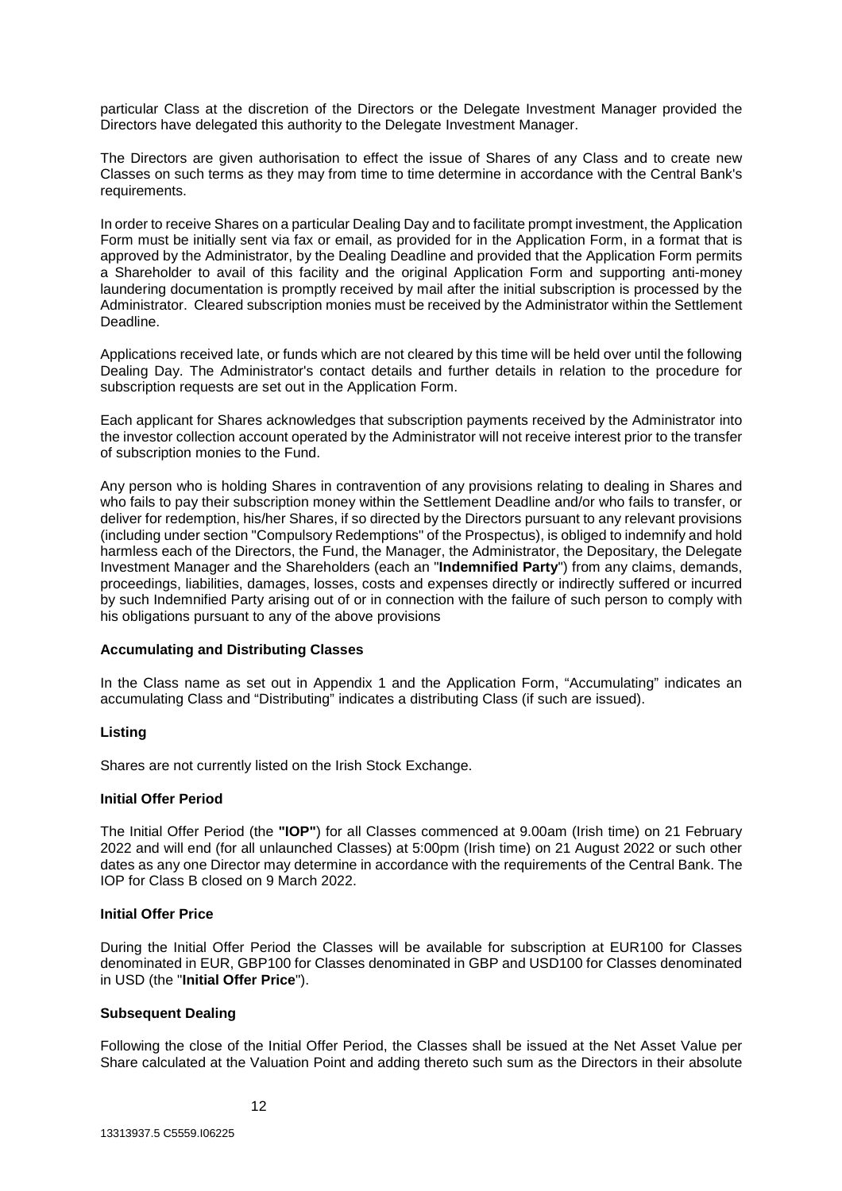particular Class at the discretion of the Directors or the Delegate Investment Manager provided the Directors have delegated this authority to the Delegate Investment Manager.

The Directors are given authorisation to effect the issue of Shares of any Class and to create new Classes on such terms as they may from time to time determine in accordance with the Central Bank's requirements.

In order to receive Shares on a particular Dealing Day and to facilitate prompt investment, the Application Form must be initially sent via fax or email, as provided for in the Application Form, in a format that is approved by the Administrator, by the Dealing Deadline and provided that the Application Form permits a Shareholder to avail of this facility and the original Application Form and supporting anti-money laundering documentation is promptly received by mail after the initial subscription is processed by the Administrator. Cleared subscription monies must be received by the Administrator within the Settlement Deadline.

Applications received late, or funds which are not cleared by this time will be held over until the following Dealing Day. The Administrator's contact details and further details in relation to the procedure for subscription requests are set out in the Application Form.

Each applicant for Shares acknowledges that subscription payments received by the Administrator into the investor collection account operated by the Administrator will not receive interest prior to the transfer of subscription monies to the Fund.

Any person who is holding Shares in contravention of any provisions relating to dealing in Shares and who fails to pay their subscription money within the Settlement Deadline and/or who fails to transfer, or deliver for redemption, his/her Shares, if so directed by the Directors pursuant to any relevant provisions (including under section "Compulsory Redemptions" of the Prospectus), is obliged to indemnify and hold harmless each of the Directors, the Fund, the Manager, the Administrator, the Depositary, the Delegate Investment Manager and the Shareholders (each an "**Indemnified Party**") from any claims, demands, proceedings, liabilities, damages, losses, costs and expenses directly or indirectly suffered or incurred by such Indemnified Party arising out of or in connection with the failure of such person to comply with his obligations pursuant to any of the above provisions

**Accumulating and Distributing Classes**

In the Class name as set out in Appendix 1 and the Application Form, "Accumulating" indicates an accumulating Class and "Distributing" indicates a distributing Class (if such are issued).

**Listing**

Shares are not currently listed on the Irish Stock Exchange.

**Initial Offer Period**

The Initial Offer Period (the **"IOP"**) for all Classes commenced at 9.00am (Irish time) on 21 February 2022 and will end (for all unlaunched Classes) at 5:00pm (Irish time) on 21 August 2022 or such other dates as any one Director may determine in accordance with the requirements of the Central Bank. The IOP for Class B closed on 9 March 2022.

**Initial Offer Price**

During the Initial Offer Period the Classes will be available for subscription at EUR100 for Classes denominated in EUR, GBP100 for Classes denominated in GBP and USD100 for Classes denominated in USD (the "**Initial Offer Price**").

**Subsequent Dealing**

Following the close of the Initial Offer Period, the Classes shall be issued at the Net Asset Value per Share calculated at the Valuation Point and adding thereto such sum as the Directors in their absolute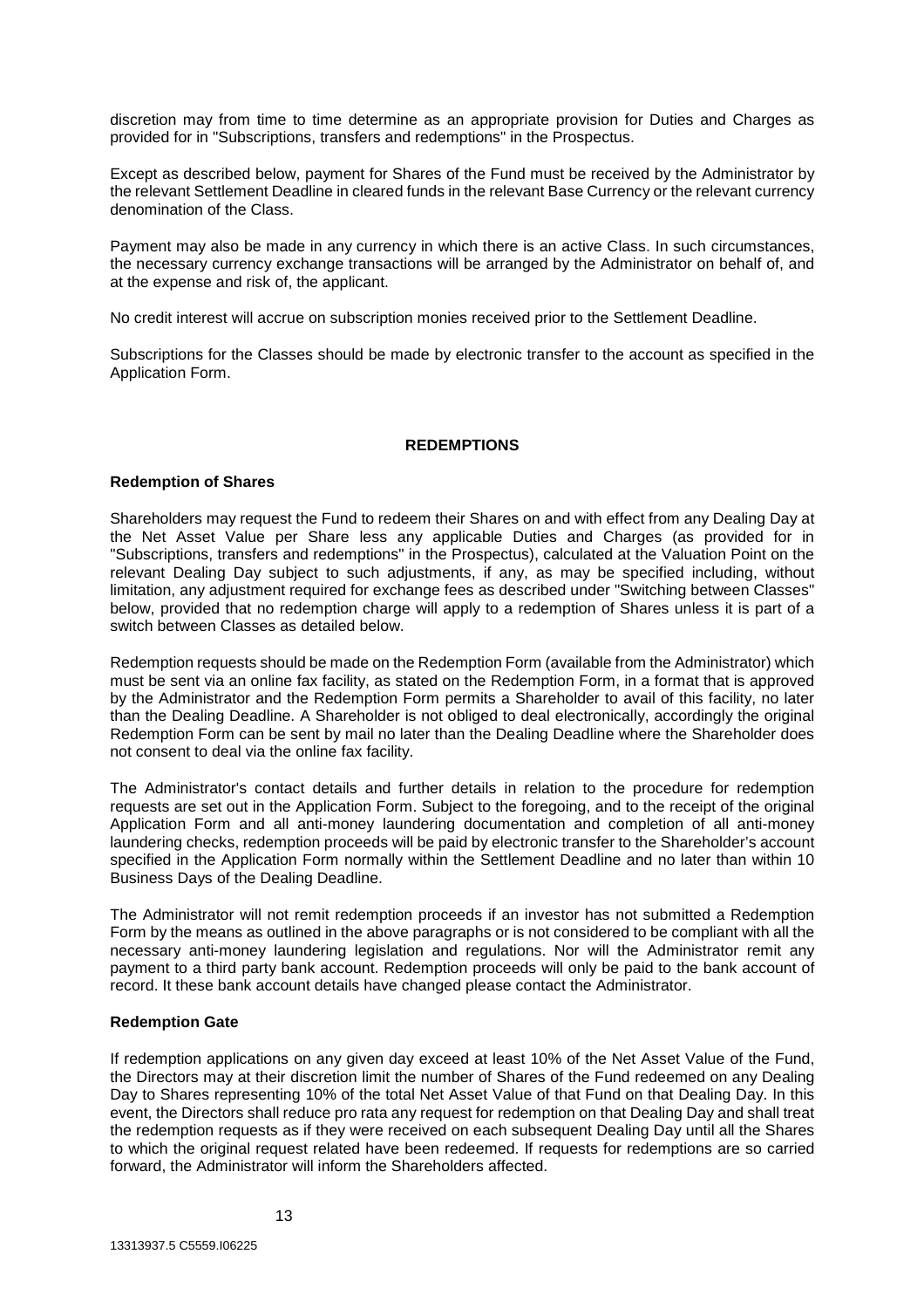discretion may from time to time determine as an appropriate provision for Duties and Charges as provided for in "Subscriptions, transfers and redemptions" in the Prospectus.

Except as described below, payment for Shares of the Fund must be received by the Administrator by the relevant Settlement Deadline in cleared funds in the relevant Base Currency or the relevant currency denomination of the Class.

Payment may also be made in any currency in which there is an active Class. In such circumstances, the necessary currency exchange transactions will be arranged by the Administrator on behalf of, and at the expense and risk of, the applicant.

No credit interest will accrue on subscription monies received prior to the Settlement Deadline.

Subscriptions for the Classes should be made by electronic transfer to the account as specified in the Application Form.

## REDEMPTIONS

### Redemption of Shares

Shareholders may request the Fund to redeem their Shares on and with effect from any Dealing Day at the Net Asset Value per Share less any applicable Duties and Charges (as provided for in "Subscriptions, transfers and redemptions" in the Prospectus), calculated at the Valuation Point on the relevant Dealing Day subject to such adjustments, if any, as may be specified including, without limitation, any adjustment required for exchange fees as described under "Switching between Classes" below, provided that no redemption charge will apply to a redemption of Shares unless it is part of a switch between Classes as detailed below.

Redemption requests should be made on the Redemption Form (available from the Administrator) which must be sent via an online fax facility, as stated on the Redemption Form, in a format that is approved by the Administrator and the Redemption Form permits a Shareholder to avail of this facility, no later than the Dealing Deadline. A Shareholder is not obliged to deal electronically, accordingly the original Redemption Form can be sent by mail no later than the Dealing Deadline where the Shareholder does not consent to deal via the online fax facility.

The Administrator's contact details and further details in relation to the procedure for redemption requests are set out in the Application Form. Subject to the foregoing, and to the receipt of the original Application Form and all anti-money laundering documentation and completion of all anti-money laundering checks, redemption proceeds will be paid by electronic transfer to the Shareholder's account specified in the Application Form normally within the Settlement Deadline and no later than within 10 Business Days of the Dealing Deadline.

The Administrator will not remit redemption proceeds if an investor has not submitted a Redemption Form by the means as outlined in the above paragraphs or is not considered to be compliant with all the necessary anti-money laundering legislation and regulations. Nor will the Administrator remit any payment to a third party bank account. Redemption proceeds will only be paid to the bank account of record. It these bank account details have changed please contact the Administrator.

### Redemption Gate

If redemption applications on any given day exceed at least 10% of the Net Asset Value of the Fund, the Directors may at their discretion limit the number of Shares of the Fund redeemed on any Dealing Day to Shares representing 10% of the total Net Asset Value of that Fund on that Dealing Day. In this event, the Directors shall reduce pro rata any request for redemption on that Dealing Day and shall treat the redemption requests as if they were received on each subsequent Dealing Day until all the Shares to which the original request related have been redeemed. If requests for redemptions are so carried forward, the Administrator will inform the Shareholders affected.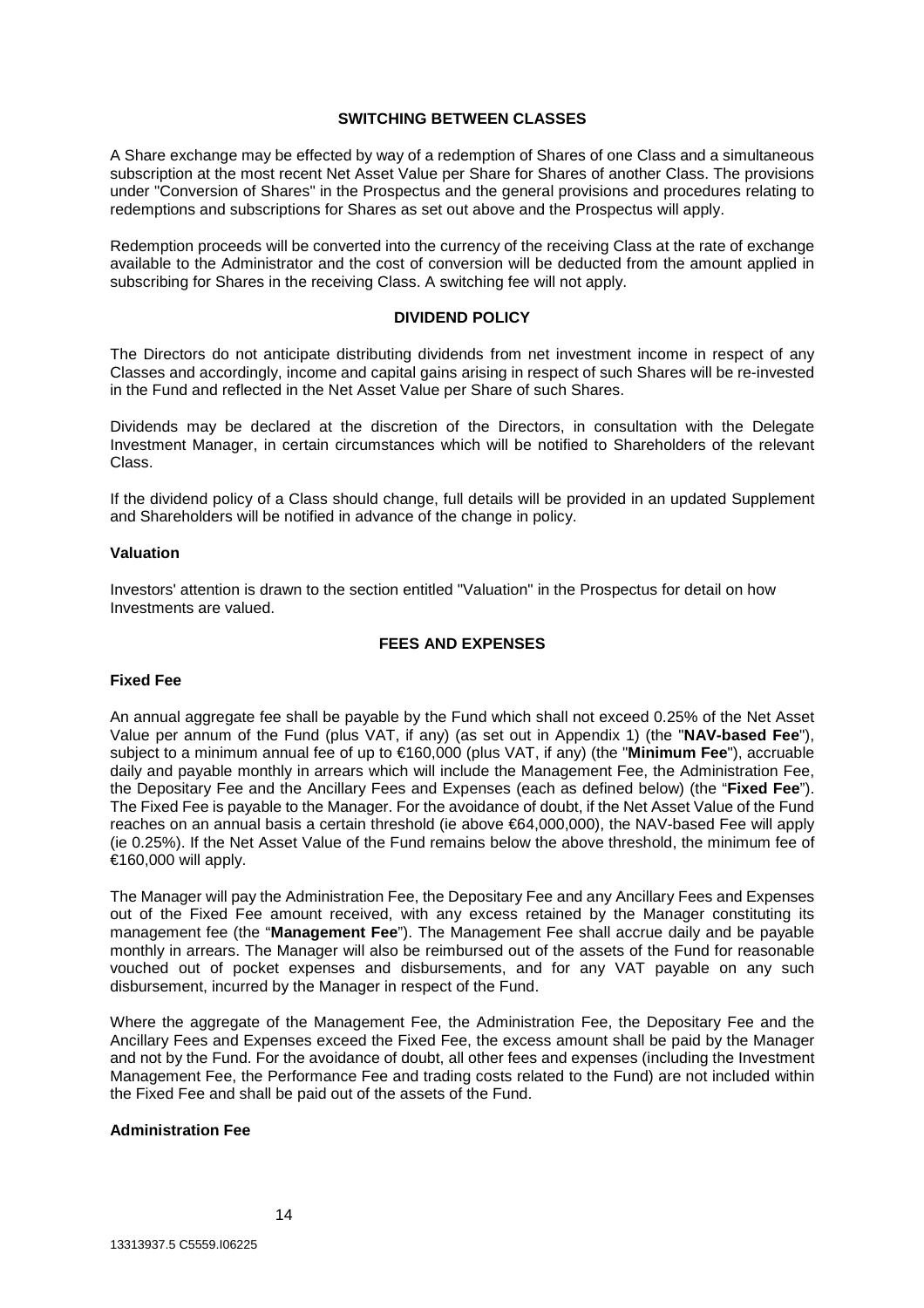## SWITCHING BETWEEN CLASSES

A Share exchange may be effected by way of a redemption of Shares of one Class and a simultaneous subscription at the most recent Net Asset Value per Share for Shares of another Class. The provisions under "Conversion of Shares" in the Prospectus and the general provisions and procedures relating to redemptions and subscriptions for Shares as set out above and the Prospectus will apply.

Redemption proceeds will be converted into the currency of the receiving Class at the rate of exchange available to the Administrator and the cost of conversion will be deducted from the amount applied in subscribing for Shares in the receiving Class. A switching fee will not apply.

## DIVIDEND POLICY

The Directors do not anticipate distributing dividends from net investment income in respect of any Classes and accordingly, income and capital gains arising in respect of such Shares will be re-invested in the Fund and reflected in the Net Asset Value per Share of such Shares.

Dividends may be declared at the discretion of the Directors, in consultation with the Delegate Investment Manager, in certain circumstances which will be notified to Shareholders of the relevant Class.

If the dividend policy of a Class should change, full details will be provided in an updated Supplement and Shareholders will be notified in advance of the change in policy.

### Valuation

Investors' attention is drawn to the section entitled "Valuation" in the Prospectus for detail on how Investments are valued.

## FEES AND EXPENSES

### Fixed Fee

An annual aggregate fee shall be payable by the Fund which shall not exceed 0.25% of the Net Asset Value per annum of the Fund (plus VAT, if any) (as set out in Appendix 1) (the "**NAV-based Fee**"), subject to a minimum annual fee of up to €160,000 (plus VAT, if any) (the "**Minimum Fee**"), accruable daily and payable monthly in arrears which will include the Management Fee, the Administration Fee, the Depositary Fee and the Ancillary Fees and Expenses (each as defined below) (the "**Fixed Fee**"). The Fixed Fee is payable to the Manager. For the avoidance of doubt, if the Net Asset Value of the Fund reaches on an annual basis a certain threshold (ie above €64,000,000), the NAV-based Fee will apply (ie 0.25%). If the Net Asset Value of the Fund remains below the above threshold, the minimum fee of €160,000 will apply.

The Manager will pay the Administration Fee, the Depositary Fee and any Ancillary Fees and Expenses out of the Fixed Fee amount received, with any excess retained by the Manager constituting its management fee (the "**Management Fee**"). The Management Fee shall accrue daily and be payable monthly in arrears. The Manager will also be reimbursed out of the assets of the Fund for reasonable vouched out of pocket expenses and disbursements, and for any VAT payable on any such disbursement, incurred by the Manager in respect of the Fund.

Where the aggregate of the Management Fee, the Administration Fee, the Depositary Fee and the Ancillary Fees and Expenses exceed the Fixed Fee, the excess amount shall be paid by the Manager and not by the Fund. For the avoidance of doubt, all other fees and expenses (including the Investment Management Fee, the Performance Fee and trading costs related to the Fund) are not included within the Fixed Fee and shall be paid out of the assets of the Fund.

### Administration Fee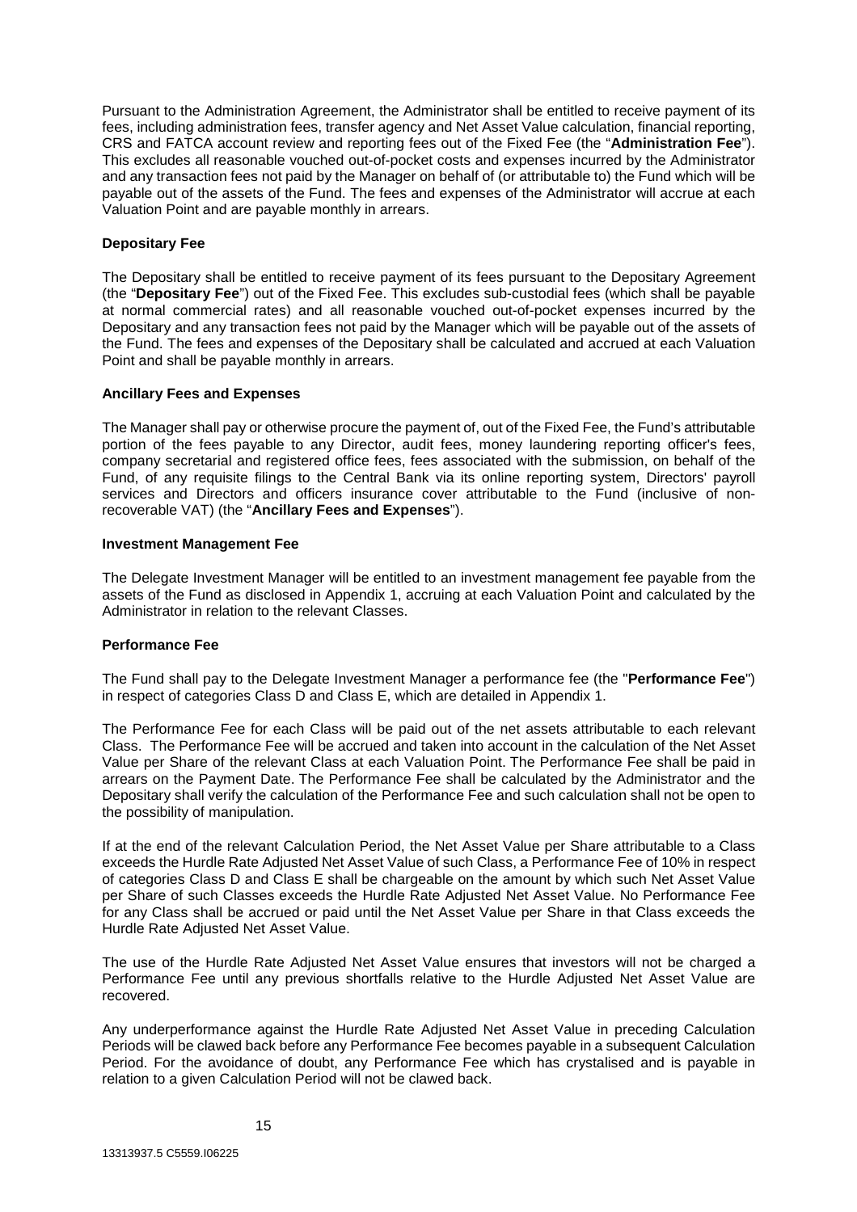Pursuant to the Administration Agreement, the Administrator shall be entitled to receive payment of its fees, including administration fees, transfer agency and Net Asset Value calculation, financial reporting, CRS and FATCA account review and reporting fees out of the Fixed Fee (the "**Administration Fee**"). This excludes all reasonable vouched out-of-pocket costs and expenses incurred by the Administrator and any transaction fees not paid by the Manager on behalf of (or attributable to) the Fund which will be payable out of the assets of the Fund. The fees and expenses of the Administrator will accrue at each Valuation Point and are payable monthly in arrears.

**Depositary Fee**

The Depositary shall be entitled to receive payment of its fees pursuant to the Depositary Agreement (the "**Depositary Fee**") out of the Fixed Fee. This excludes sub-custodial fees (which shall be payable at normal commercial rates) and all reasonable vouched out-of-pocket expenses incurred by the Depositary and any transaction fees not paid by the Manager which will be payable out of the assets of the Fund. The fees and expenses of the Depositary shall be calculated and accrued at each Valuation Point and shall be payable monthly in arrears.

**Ancillary Fees and Expenses**

The Manager shall pay or otherwise procure the payment of, out of the Fixed Fee, the Fund's attributable portion of the fees payable to any Director, audit fees, money laundering reporting officer's fees, company secretarial and registered office fees, fees associated with the submission, on behalf of the Fund, of any requisite filings to the Central Bank via its online reporting system, Directors' payroll services and Directors and officers insurance cover attributable to the Fund (inclusive of non-recoverable VAT) (the "**Ancillary Fees and Expenses**").

**Investment Management Fee**

The Delegate Investment Manager will be entitled to an investment management fee payable from the assets of the Fund as disclosed in Appendix 1, accruing at each Valuation Point and calculated by the Administrator in relation to the relevant Classes.

**Performance Fee**

The Fund shall pay to the Delegate Investment Manager a performance fee (the "**Performance Fee**") in respect of categories Class D and Class E, which are detailed in Appendix 1.

The Performance Fee for each Class will be paid out of the net assets attributable to each relevant Class. The Performance Fee will be accrued and taken into account in the calculation of the Net Asset Value per Share of the relevant Class at each Valuation Point. The Performance Fee shall be paid in arrears on the Payment Date. The Performance Fee shall be calculated by the Administrator and the Depositary shall verify the calculation of the Performance Fee and such calculation shall not be open to the possibility of manipulation.

If at the end of the relevant Calculation Period, the Net Asset Value per Share attributable to a Class exceeds the Hurdle Rate Adjusted Net Asset Value of such Class, a Performance Fee of 10% in respect of categories Class D and Class E shall be chargeable on the amount by which such Net Asset Value per Share of such Classes exceeds the Hurdle Rate Adjusted Net Asset Value. No Performance Fee for any Class shall be accrued or paid until the Net Asset Value per Share in that Class exceeds the Hurdle Rate Adjusted Net Asset Value.

The use of the Hurdle Rate Adjusted Net Asset Value ensures that investors will not be charged a Performance Fee until any previous shortfalls relative to the Hurdle Adjusted Net Asset Value are recovered.

Any underperformance against the Hurdle Rate Adjusted Net Asset Value in preceding Calculation Periods will be clawed back before any Performance Fee becomes payable in a subsequent Calculation Period. For the avoidance of doubt, any Performance Fee which has crystalised and is payable in relation to a given Calculation Period will not be clawed back.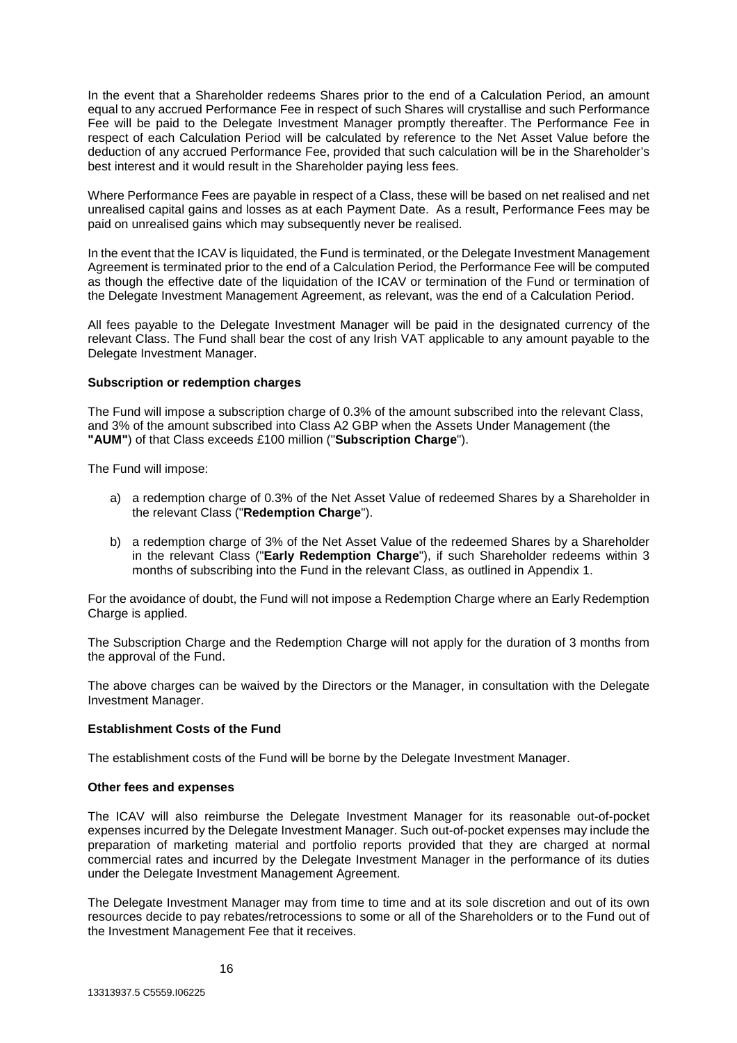In the event that a Shareholder redeems Shares prior to the end of a Calculation Period, an amount equal to any accrued Performance Fee in respect of such Shares will crystallise and such Performance Fee will be paid to the Delegate Investment Manager promptly thereafter. The Performance Fee in respect of each Calculation Period will be calculated by reference to the Net Asset Value before the deduction of any accrued Performance Fee, provided that such calculation will be in the Shareholder's best interest and it would result in the Shareholder paying less fees.

Where Performance Fees are payable in respect of a Class, these will be based on net realised and net unrealised capital gains and losses as at each Payment Date. As a result, Performance Fees may be paid on unrealised gains which may subsequently never be realised.

In the event that the ICAV is liquidated, the Fund is terminated, or the Delegate Investment Management Agreement is terminated prior to the end of a Calculation Period, the Performance Fee will be computed as though the effective date of the liquidation of the ICAV or termination of the Fund or termination of the Delegate Investment Management Agreement, as relevant, was the end of a Calculation Period.

All fees payable to the Delegate Investment Manager will be paid in the designated currency of the relevant Class. The Fund shall bear the cost of any Irish VAT applicable to any amount payable to the Delegate Investment Manager.

**Subscription or redemption charges**

The Fund will impose a subscription charge of 0.3% of the amount subscribed into the relevant Class, and 3% of the amount subscribed into Class A2 GBP when the Assets Under Management (the **"AUM"**) of that Class exceeds £100 million ("**Subscription Charge**").

The Fund will impose:

a) a redemption charge of 0.3% of the Net Asset Value of redeemed Shares by a Shareholder in the relevant Class ("**Redemption Charge**").

b) a redemption charge of 3% of the Net Asset Value of the redeemed Shares by a Shareholder in the relevant Class ("**Early Redemption Charge**"), if such Shareholder redeems within 3 months of subscribing into the Fund in the relevant Class, as outlined in Appendix 1.

For the avoidance of doubt, the Fund will not impose a Redemption Charge where an Early Redemption Charge is applied.

The Subscription Charge and the Redemption Charge will not apply for the duration of 3 months from the approval of the Fund.

The above charges can be waived by the Directors or the Manager, in consultation with the Delegate Investment Manager.

**Establishment Costs of the Fund**

The establishment costs of the Fund will be borne by the Delegate Investment Manager.

**Other fees and expenses**

The ICAV will also reimburse the Delegate Investment Manager for its reasonable out-of-pocket expenses incurred by the Delegate Investment Manager. Such out-of-pocket expenses may include the preparation of marketing material and portfolio reports provided that they are charged at normal commercial rates and incurred by the Delegate Investment Manager in the performance of its duties under the Delegate Investment Management Agreement.

The Delegate Investment Manager may from time to time and at its sole discretion and out of its own resources decide to pay rebates/retrocessions to some or all of the Shareholders or to the Fund out of the Investment Management Fee that it receives.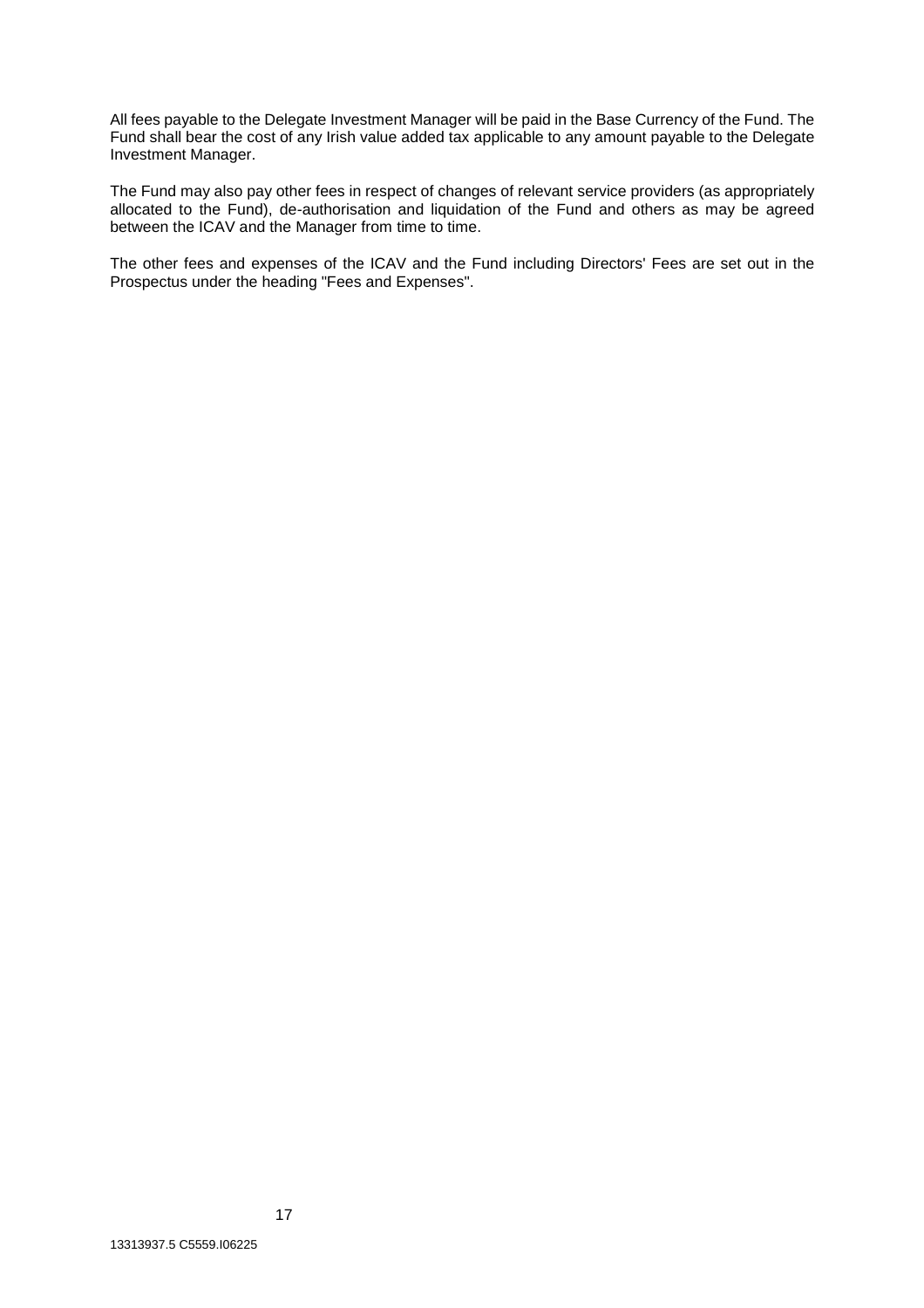All fees payable to the Delegate Investment Manager will be paid in the Base Currency of the Fund. The Fund shall bear the cost of any Irish value added tax applicable to any amount payable to the Delegate Investment Manager.

The Fund may also pay other fees in respect of changes of relevant service providers (as appropriately allocated to the Fund), de-authorisation and liquidation of the Fund and others as may be agreed between the ICAV and the Manager from time to time.

The other fees and expenses of the ICAV and the Fund including Directors' Fees are set out in the Prospectus under the heading "Fees and Expenses".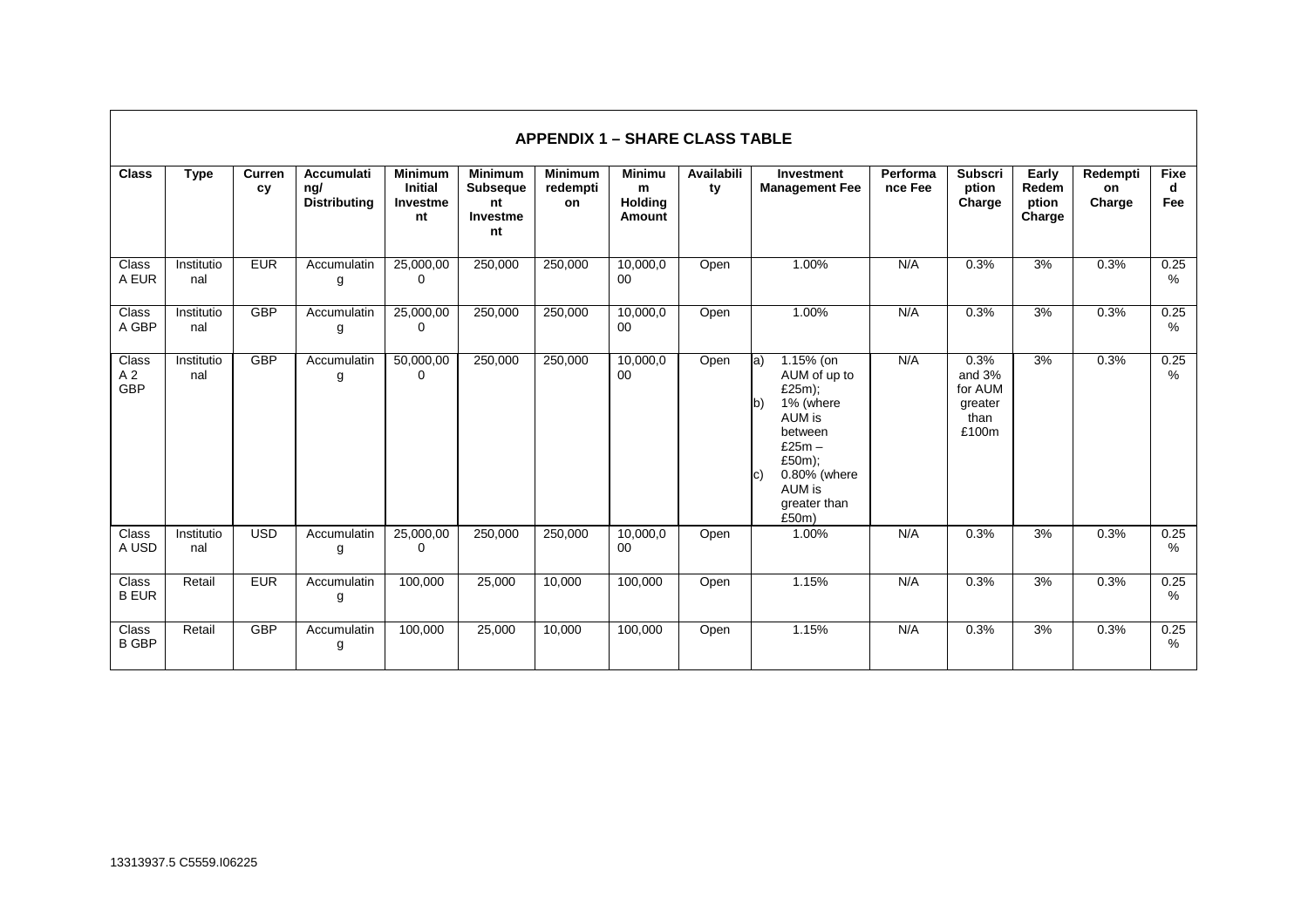## APPENDIX 1 – SHARE CLASS TABLE

| Class | Type | Currency | Accumulating/ Distributing | Minimum Initial Investment | Minimum Subsequent Investment | Minimum redemption | Minimum Holding Amount | Availability | Investment Management Fee | Performance Fee | Subscription Charge | Early Redemption Charge | Redemption Charge | Fixed Fee |
|---|---|---|---|---|---|---|---|---|---|---|---|---|---|---|
| Class A EUR | Institutional | EUR | Accumulating | 25,000,000 | 250,000 | 250,000 | 10,000,000 | Open | 1.00% | N/A | 0.3% | 3% | 0.3% | 0.25 % |
| Class A GBP | Institutional | GBP | Accumulating | 25,000,000 | 250,000 | 250,000 | 10,000,000 | Open | 1.00% | N/A | 0.3% | 3% | 0.3% | 0.25 % |
| Class A 2 GBP | Institutional | GBP | Accumulating | 50,000,000 | 250,000 | 250,000 | 10,000,000 | Open | a) 1.15% (on AUM of up to £25m); b) 1% (where AUM is between £25m – £50m); c) 0.80% (where AUM is greater than £50m) | N/A | 0.3% and 3% for AUM greater than £100m | 3% | 0.3% | 0.25 % |
| Class A USD | Institutional | USD | Accumulating | 25,000,000 | 250,000 | 250,000 | 10,000,000 | Open | 1.00% | N/A | 0.3% | 3% | 0.3% | 0.25 % |
| Class B EUR | Retail | EUR | Accumulating | 100,000 | 25,000 | 10,000 | 100,000 | Open | 1.15% | N/A | 0.3% | 3% | 0.3% | 0.25 % |
| Class B GBP | Retail | GBP | Accumulating | 100,000 | 25,000 | 10,000 | 100,000 | Open | 1.15% | N/A | 0.3% | 3% | 0.3% | 0.25 % |

13313937.5 C5559.I06225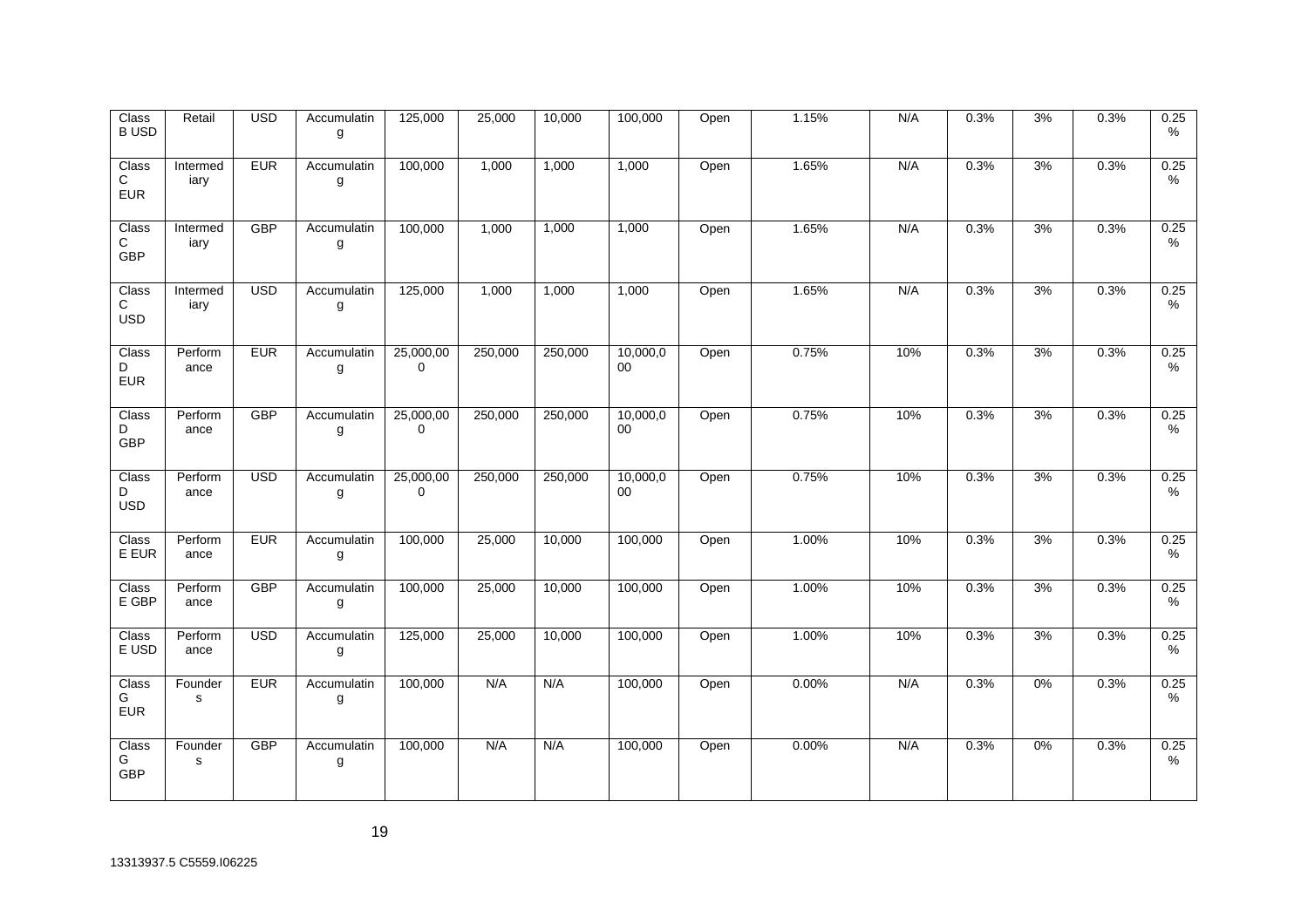| Class B USD | Retail | USD | Accumulating | 125,000 | 25,000 | 10,000 | 100,000 | Open | 1.15% | N/A | 0.3% | 3% | 0.3% | 0.25% |
|---|---|---|---|---|---|---|---|---|---|---|---|---|---|---|
| Class C EUR | Intermediary | EUR | Accumulating | 100,000 | 1,000 | 1,000 | 1,000 | Open | 1.65% | N/A | 0.3% | 3% | 0.3% | 0.25% |
| Class C GBP | Intermediary | GBP | Accumulating | 100,000 | 1,000 | 1,000 | 1,000 | Open | 1.65% | N/A | 0.3% | 3% | 0.3% | 0.25% |
| Class C USD | Intermediary | USD | Accumulating | 125,000 | 1,000 | 1,000 | 1,000 | Open | 1.65% | N/A | 0.3% | 3% | 0.3% | 0.25% |
| Class D EUR | Performance | EUR | Accumulating | 25,000,000 | 250,000 | 250,000 | 10,000,000 | Open | 0.75% | 10% | 0.3% | 3% | 0.3% | 0.25% |
| Class D GBP | Performance | GBP | Accumulating | 25,000,000 | 250,000 | 250,000 | 10,000,000 | Open | 0.75% | 10% | 0.3% | 3% | 0.3% | 0.25% |
| Class D USD | Performance | USD | Accumulating | 25,000,000 | 250,000 | 250,000 | 10,000,000 | Open | 0.75% | 10% | 0.3% | 3% | 0.3% | 0.25% |
| Class E EUR | Performance | EUR | Accumulating | 100,000 | 25,000 | 10,000 | 100,000 | Open | 1.00% | 10% | 0.3% | 3% | 0.3% | 0.25% |
| Class E GBP | Performance | GBP | Accumulating | 100,000 | 25,000 | 10,000 | 100,000 | Open | 1.00% | 10% | 0.3% | 3% | 0.3% | 0.25% |
| Class E USD | Performance | USD | Accumulating | 125,000 | 25,000 | 10,000 | 100,000 | Open | 1.00% | 10% | 0.3% | 3% | 0.3% | 0.25% |
| Class G EUR | Founders | EUR | Accumulating | 100,000 | N/A | N/A | 100,000 | Open | 0.00% | N/A | 0.3% | 0% | 0.3% | 0.25% |
| Class G GBP | Founders | GBP | Accumulating | 100,000 | N/A | N/A | 100,000 | Open | 0.00% | N/A | 0.3% | 0% | 0.3% | 0.25% |

13313937.5 C5559.I06225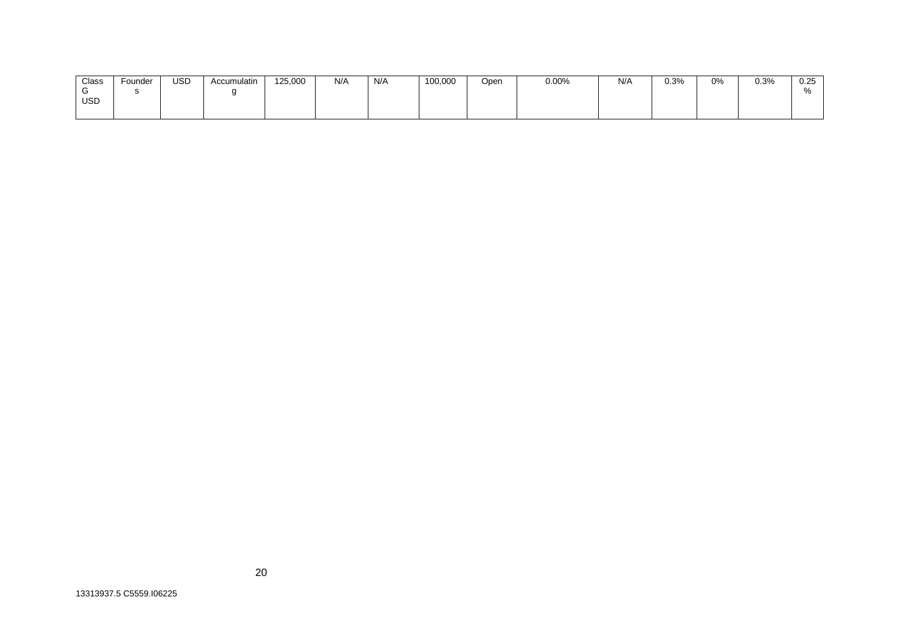| Class G USD | Founders | USD | Accumulating | 125,000 | N/A | N/A | 100,000 | Open | 0.00% | N/A | 0.3% | 0% | 0.3% | 0.25% |
|---|---|---|---|---|---|---|---|---|---|---|---|---|---|---|

13313937.5 C5559.I06225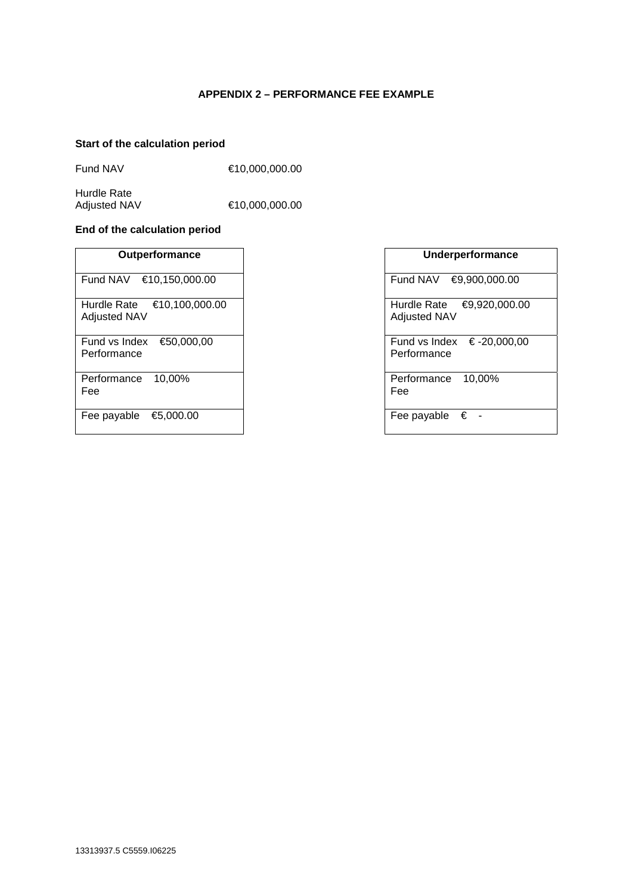# APPENDIX 2 – PERFORMANCE FEE EXAMPLE

**Start of the calculation period**

| | |
|---|---|
| Fund NAV | €10,000,000.00 |
| Hurdle Rate Adjusted NAV | €10,000,000.00 |

**End of the calculation period**

| Outperformance | |
|---|---|
| Fund NAV | €10,150,000.00 |
| Hurdle Rate Adjusted NAV | €10,100,000.00 |
| Fund vs Index Performance | €50,000,00 |
| Performance Fee | 10,00% |
| Fee payable | €5,000.00 |

| Underperformance | |
|---|---|
| Fund NAV | €9,900,000.00 |
| Hurdle Rate Adjusted NAV | €9,920,000.00 |
| Fund vs Index Performance | € -20,000,00 |
| Performance Fee | 10,00% |
| Fee payable | € - |

13313937.5 C5559.I06225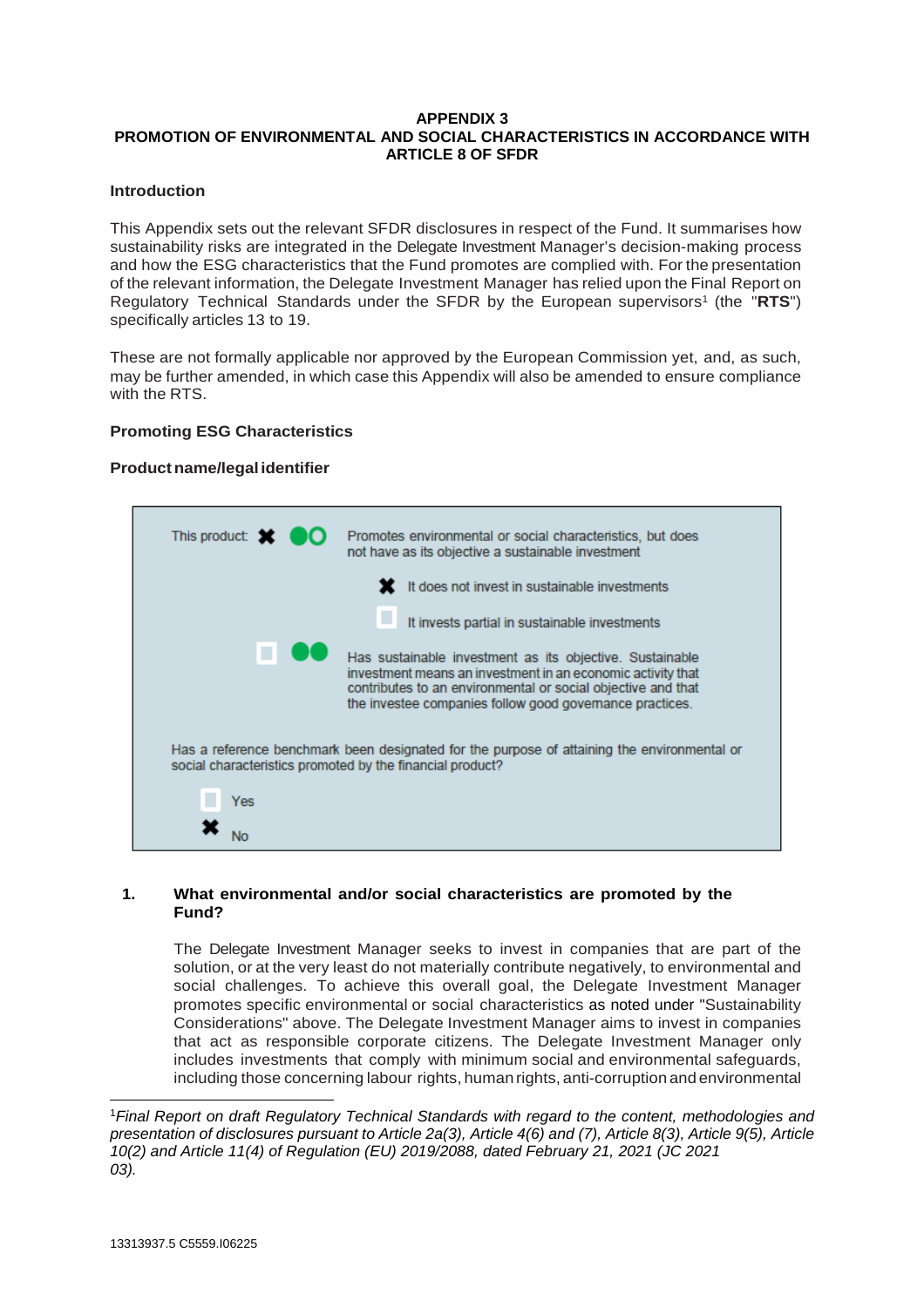**APPENDIX 3**
**PROMOTION OF ENVIRONMENTAL AND SOCIAL CHARACTERISTICS IN ACCORDANCE WITH ARTICLE 8 OF SFDR**

**Introduction**

This Appendix sets out the relevant SFDR disclosures in respect of the Fund. It summarises how sustainability risks are integrated in the Delegate Investment Manager's decision-making process and how the ESG characteristics that the Fund promotes are complied with. For the presentation of the relevant information, the Delegate Investment Manager has relied upon the Final Report on Regulatory Technical Standards under the SFDR by the European supervisors[1] (the "**RTS**") specifically articles 13 to 19.

These are not formally applicable nor approved by the European Commission yet, and, as such, may be further amended, in which case this Appendix will also be amended to ensure compliance with the RTS.

**Promoting ESG Characteristics**

**Product name/legal identifier**

This product: ✖ ●○ Promotes environmental or social characteristics, but does not have as its objective a sustainable investment

✖ It does not invest in sustainable investments

☐ It invests partial in sustainable investments

☐ ●● Has sustainable investment as its objective. Sustainable investment means an investment in an economic activity that contributes to an environmental or social objective and that the investee companies follow good governance practices.

Has a reference benchmark been designated for the purpose of attaining the environmental or social characteristics promoted by the financial product?

☐ Yes

✖ No

**1. What environmental and/or social characteristics are promoted by the Fund?**

The Delegate Investment Manager seeks to invest in companies that are part of the solution, or at the very least do not materially contribute negatively, to environmental and social challenges. To achieve this overall goal, the Delegate Investment Manager promotes specific environmental or social characteristics as noted under "Sustainability Considerations" above. The Delegate Investment Manager aims to invest in companies that act as responsible corporate citizens. The Delegate Investment Manager only includes investments that comply with minimum social and environmental safeguards, including those concerning labour rights, human rights, anti-corruption and environmental

[1] *Final Report on draft Regulatory Technical Standards with regard to the content, methodologies and presentation of disclosures pursuant to Article 2a(3), Article 4(6) and (7), Article 8(3), Article 9(5), Article 10(2) and Article 11(4) of Regulation (EU) 2019/2088, dated February 21, 2021 (JC 2021 03).*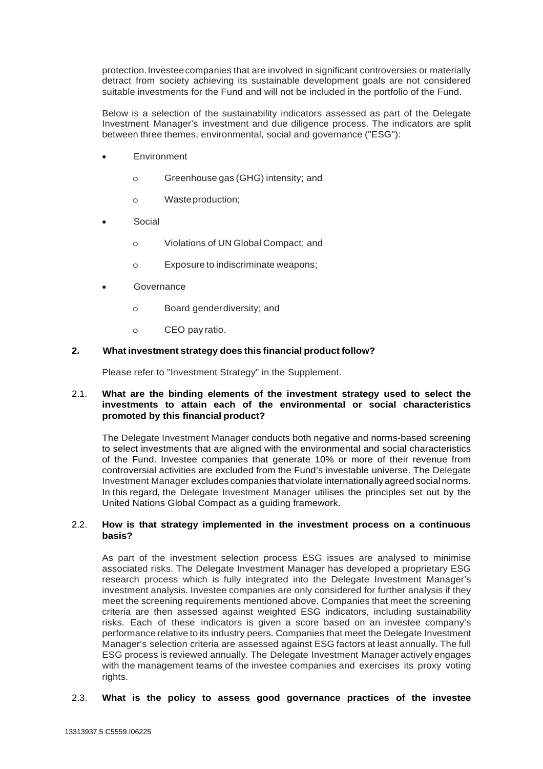protection. Investee companies that are involved in significant controversies or materially detract from society achieving its sustainable development goals are not considered suitable investments for the Fund and will not be included in the portfolio of the Fund.

Below is a selection of the sustainability indicators assessed as part of the Delegate Investment Manager's investment and due diligence process. The indicators are split between three themes, environmental, social and governance ("ESG"):

- Environment
  - Greenhouse gas (GHG) intensity; and
  - Waste production;
- Social
  - Violations of UN Global Compact; and
  - Exposure to indiscriminate weapons;
- Governance
  - Board gender diversity; and
  - CEO pay ratio.

## 2. What investment strategy does this financial product follow?

Please refer to "Investment Strategy" in the Supplement.

### 2.1. What are the binding elements of the investment strategy used to select the investments to attain each of the environmental or social characteristics promoted by this financial product?

The Delegate Investment Manager conducts both negative and norms-based screening to select investments that are aligned with the environmental and social characteristics of the Fund. Investee companies that generate 10% or more of their revenue from controversial activities are excluded from the Fund's investable universe. The Delegate Investment Manager excludes companies that violate internationally agreed social norms. In this regard, the Delegate Investment Manager utilises the principles set out by the United Nations Global Compact as a guiding framework.

### 2.2. How is that strategy implemented in the investment process on a continuous basis?

As part of the investment selection process ESG issues are analysed to minimise associated risks. The Delegate Investment Manager has developed a proprietary ESG research process which is fully integrated into the Delegate Investment Manager's investment analysis. Investee companies are only considered for further analysis if they meet the screening requirements mentioned above. Companies that meet the screening criteria are then assessed against weighted ESG indicators, including sustainability risks. Each of these indicators is given a score based on an investee company's performance relative to its industry peers. Companies that meet the Delegate Investment Manager's selection criteria are assessed against ESG factors at least annually. The full ESG process is reviewed annually. The Delegate Investment Manager actively engages with the management teams of the investee companies and exercises its proxy voting rights.

### 2.3. What is the policy to assess good governance practices of the investee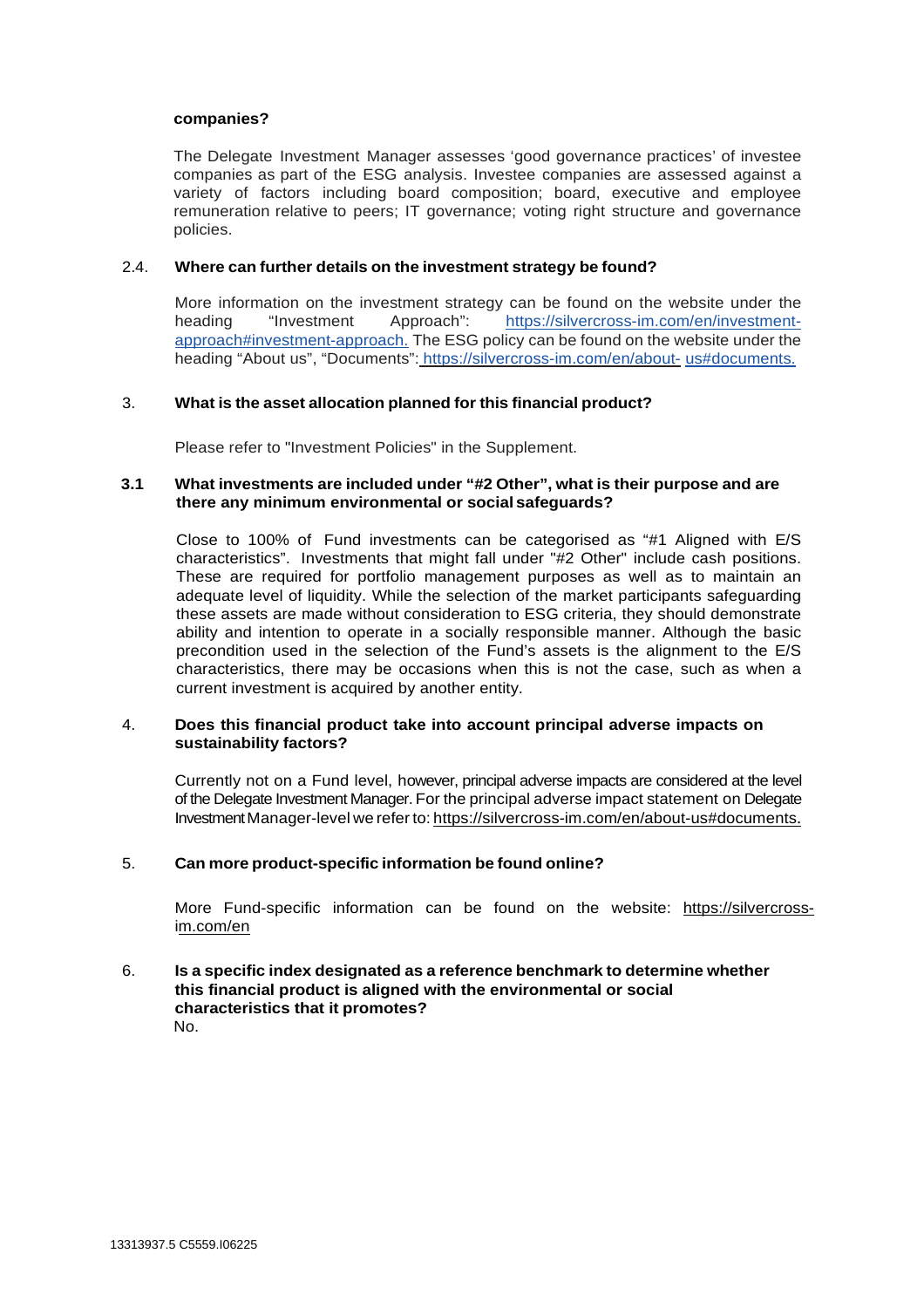**companies?**

The Delegate Investment Manager assesses 'good governance practices' of investee companies as part of the ESG analysis. Investee companies are assessed against a variety of factors including board composition; board, executive and employee remuneration relative to peers; IT governance; voting right structure and governance policies.

2.4. **Where can further details on the investment strategy be found?**

More information on the investment strategy can be found on the website under the heading "Investment Approach": https://silvercross-im.com/en/investment-approach#investment-approach. The ESG policy can be found on the website under the heading "About us", "Documents": https://silvercross-im.com/en/about-us#documents.

3. **What is the asset allocation planned for this financial product?**

Please refer to "Investment Policies" in the Supplement.

**3.1 What investments are included under "#2 Other", what is their purpose and are there any minimum environmental or social safeguards?**

Close to 100% of Fund investments can be categorised as "#1 Aligned with E/S characteristics". Investments that might fall under "#2 Other" include cash positions. These are required for portfolio management purposes as well as to maintain an adequate level of liquidity. While the selection of the market participants safeguarding these assets are made without consideration to ESG criteria, they should demonstrate ability and intention to operate in a socially responsible manner. Although the basic precondition used in the selection of the Fund's assets is the alignment to the E/S characteristics, there may be occasions when this is not the case, such as when a current investment is acquired by another entity.

4. **Does this financial product take into account principal adverse impacts on sustainability factors?**

Currently not on a Fund level, however, principal adverse impacts are considered at the level of the Delegate Investment Manager. For the principal adverse impact statement on Delegate Investment Manager-level we refer to: https://silvercross-im.com/en/about-us#documents.

5. **Can more product-specific information be found online?**

More Fund-specific information can be found on the website: https://silvercross-im.com/en

6. **Is a specific index designated as a reference benchmark to determine whether this financial product is aligned with the environmental or social characteristics that it promotes?**

No.

13313937.5 C5559.I06225